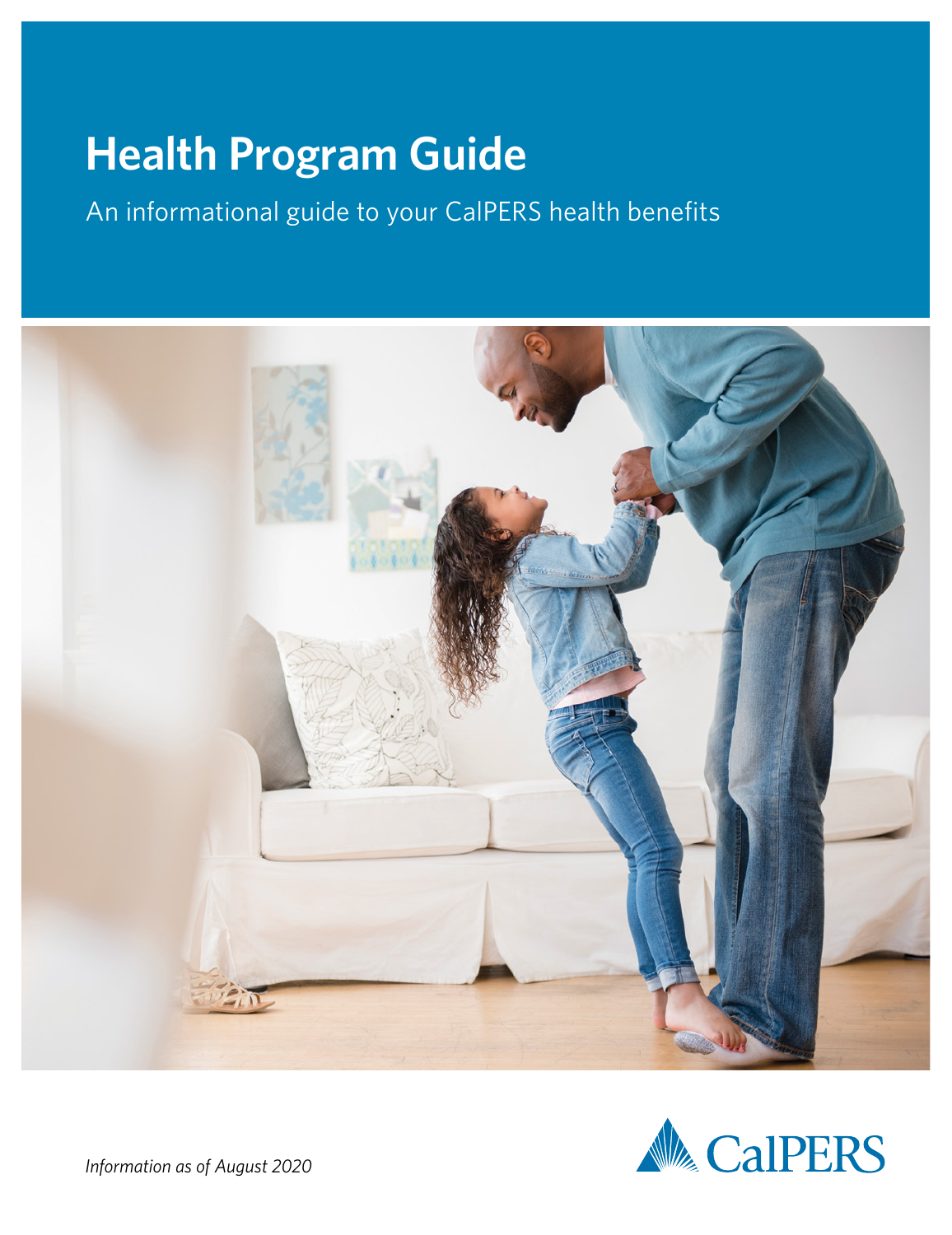# Health Program Guide

An informational guide to your CalPERS health benefits

CalPERS

*Information as of August 2020*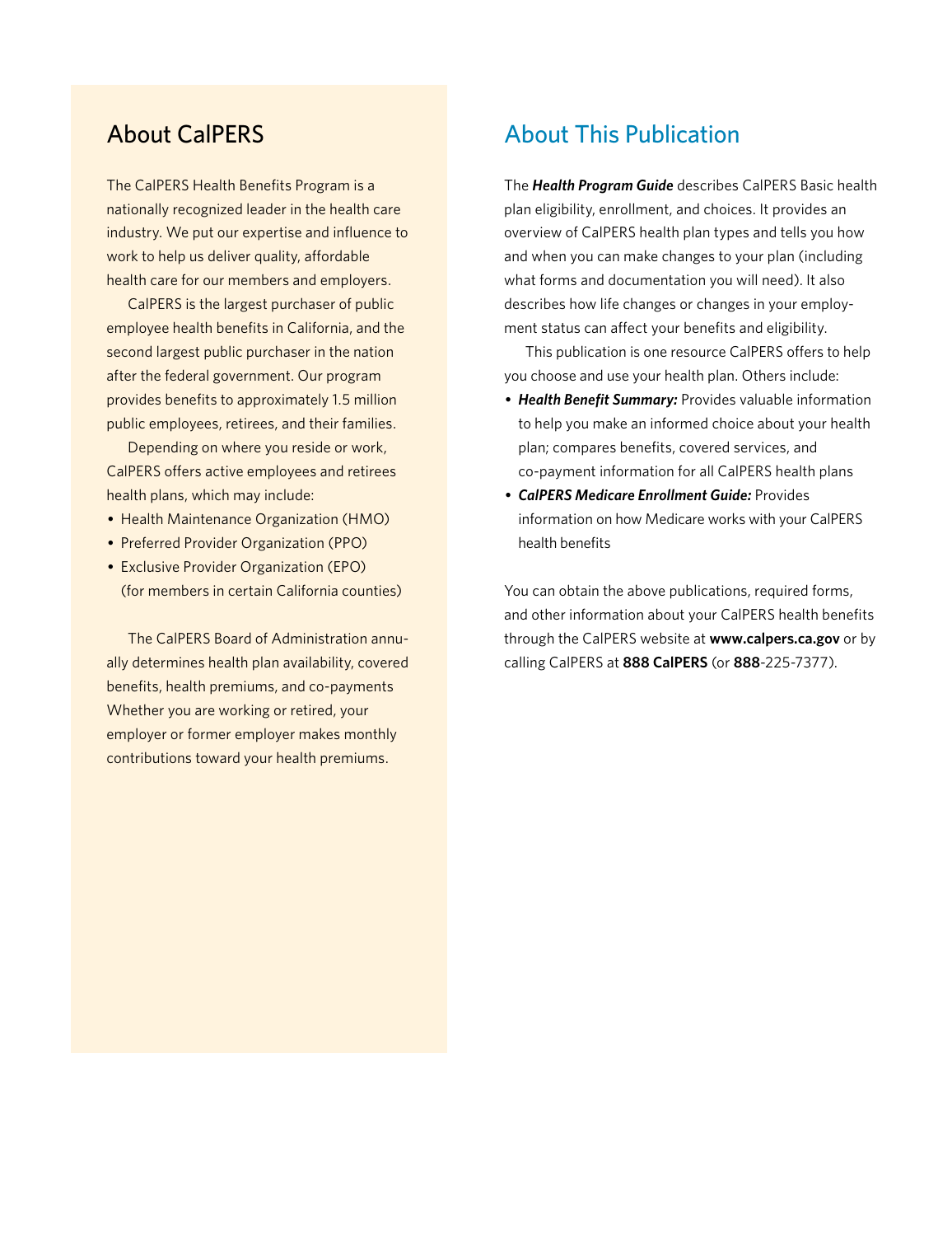## About CalPERS

The CalPERS Health Benefits Program is a nationally recognized leader in the health care industry. We put our expertise and influence to work to help us deliver quality, affordable health care for our members and employers.

CalPERS is the largest purchaser of public employee health benefits in California, and the second largest public purchaser in the nation after the federal government. Our program provides benefits to approximately 1.5 million public employees, retirees, and their families.

Depending on where you reside or work, CalPERS offers active employees and retirees health plans, which may include:

- Health Maintenance Organization (HMO)
- Preferred Provider Organization (PPO)
- Exclusive Provider Organization (EPO) (for members in certain California counties)

The CalPERS Board of Administration annually determines health plan availability, covered benefits, health premiums, and co-payments Whether you are working or retired, your employer or former employer makes monthly contributions toward your health premiums.

## About This Publication

The ***Health Program Guide*** describes CalPERS Basic health plan eligibility, enrollment, and choices. It provides an overview of CalPERS health plan types and tells you how and when you can make changes to your plan (including what forms and documentation you will need). It also describes how life changes or changes in your employment status can affect your benefits and eligibility.

This publication is one resource CalPERS offers to help you choose and use your health plan. Others include:

- ***Health Benefit Summary:*** Provides valuable information to help you make an informed choice about your health plan; compares benefits, covered services, and co-payment information for all CalPERS health plans
- ***CalPERS Medicare Enrollment Guide:*** Provides information on how Medicare works with your CalPERS health benefits

You can obtain the above publications, required forms, and other information about your CalPERS health benefits through the CalPERS website at **www.calpers.ca.gov** or by calling CalPERS at **888 CalPERS** (or **888**-225-7377).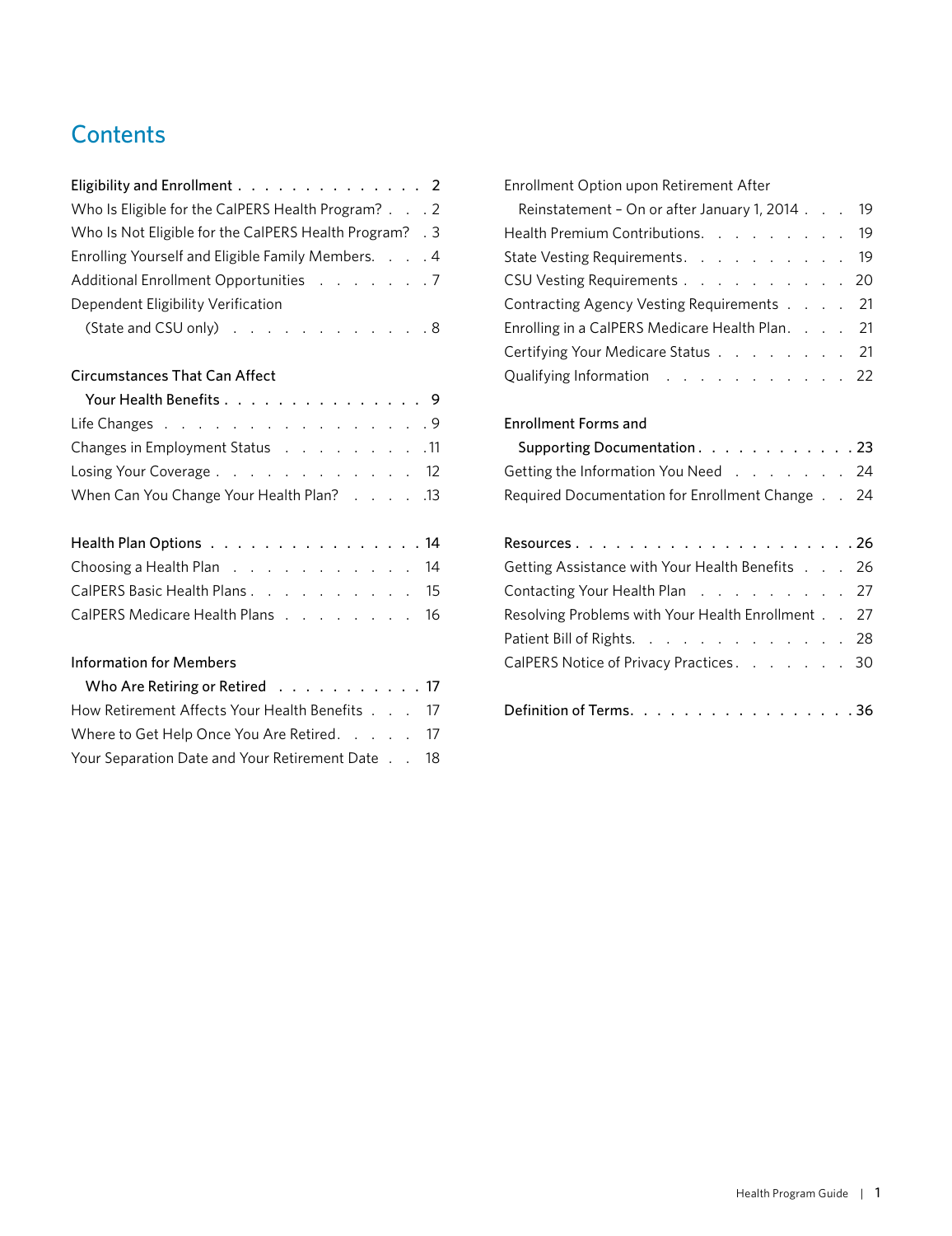# Contents

**Eligibility and Enrollment** . . . . . . . . . . . . . . . **2**
Who Is Eligible for the CalPERS Health Program? . . . 2
Who Is Not Eligible for the CalPERS Health Program? . 3
Enrolling Yourself and Eligible Family Members. . . . 4
Additional Enrollment Opportunities . . . . . . . . 7
Dependent Eligibility Verification (State and CSU only) . . . . . . . . . . . . . 8

**Circumstances That Can Affect Your Health Benefits** . . . . . . . . . . . . . . . **9**
Life Changes . . . . . . . . . . . . . . . . . 9
Changes in Employment Status . . . . . . . . . 11
Losing Your Coverage . . . . . . . . . . . . . 12
When Can You Change Your Health Plan? . . . . . 13

**Health Plan Options** . . . . . . . . . . . . . . . . **14**
Choosing a Health Plan . . . . . . . . . . . . 14
CalPERS Basic Health Plans . . . . . . . . . . . 15
CalPERS Medicare Health Plans . . . . . . . . . 16

**Information for Members Who Are Retiring or Retired** . . . . . . . . . . . **17**
How Retirement Affects Your Health Benefits . . . 17
Where to Get Help Once You Are Retired. . . . . 17
Your Separation Date and Your Retirement Date . . 18
Enrollment Option upon Retirement After Reinstatement – On or after January 1, 2014 . . . 19
Health Premium Contributions. . . . . . . . . 19
State Vesting Requirements. . . . . . . . . . 19
CSU Vesting Requirements . . . . . . . . . . 20
Contracting Agency Vesting Requirements . . . . 21
Enrolling in a CalPERS Medicare Health Plan. . . . 21
Certifying Your Medicare Status . . . . . . . . 21
Qualifying Information . . . . . . . . . . . . 22

**Enrollment Forms and Supporting Documentation** . . . . . . . . . . . . **23**
Getting the Information You Need . . . . . . . . 24
Required Documentation for Enrollment Change . . 24

**Resources** . . . . . . . . . . . . . . . . . . . . **26**
Getting Assistance with Your Health Benefits . . . 26
Contacting Your Health Plan . . . . . . . . . . 27
Resolving Problems with Your Health Enrollment . . 27
Patient Bill of Rights. . . . . . . . . . . . . 28
CalPERS Notice of Privacy Practices . . . . . . . 30

**Definition of Terms** . . . . . . . . . . . . . . . . **36**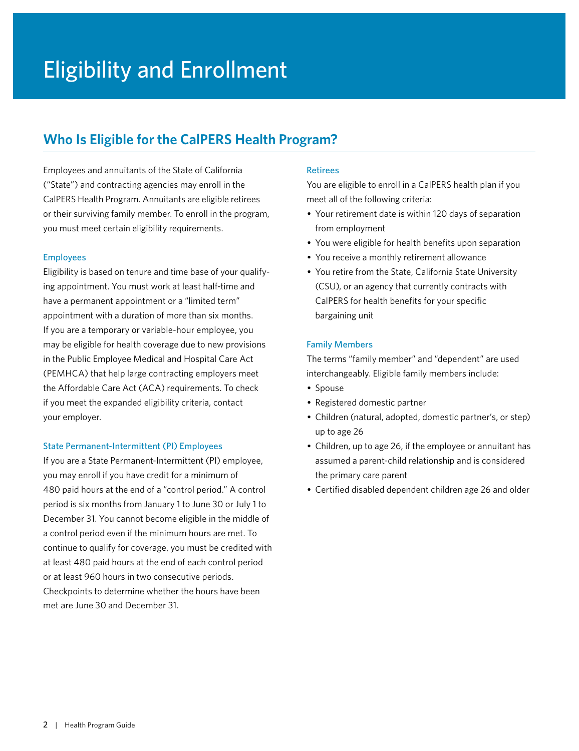# Eligibility and Enrollment

## Who Is Eligible for the CalPERS Health Program?

Employees and annuitants of the State of California ("State") and contracting agencies may enroll in the CalPERS Health Program. Annuitants are eligible retirees or their surviving family member. To enroll in the program, you must meet certain eligibility requirements.

### Employees

Eligibility is based on tenure and time base of your qualifying appointment. You must work at least half-time and have a permanent appointment or a "limited term" appointment with a duration of more than six months. If you are a temporary or variable-hour employee, you may be eligible for health coverage due to new provisions in the Public Employee Medical and Hospital Care Act (PEMHCA) that help large contracting employers meet the Affordable Care Act (ACA) requirements. To check if you meet the expanded eligibility criteria, contact your employer.

### State Permanent-Intermittent (PI) Employees

If you are a State Permanent-Intermittent (PI) employee, you may enroll if you have credit for a minimum of 480 paid hours at the end of a "control period." A control period is six months from January 1 to June 30 or July 1 to December 31. You cannot become eligible in the middle of a control period even if the minimum hours are met. To continue to qualify for coverage, you must be credited with at least 480 paid hours at the end of each control period or at least 960 hours in two consecutive periods. Checkpoints to determine whether the hours have been met are June 30 and December 31.

### Retirees

You are eligible to enroll in a CalPERS health plan if you meet all of the following criteria:

- Your retirement date is within 120 days of separation from employment
- You were eligible for health benefits upon separation
- You receive a monthly retirement allowance
- You retire from the State, California State University (CSU), or an agency that currently contracts with CalPERS for health benefits for your specific bargaining unit

### Family Members

The terms "family member" and "dependent" are used interchangeably. Eligible family members include:

- Spouse
- Registered domestic partner
- Children (natural, adopted, domestic partner's, or step) up to age 26
- Children, up to age 26, if the employee or annuitant has assumed a parent-child relationship and is considered the primary care parent
- Certified disabled dependent children age 26 and older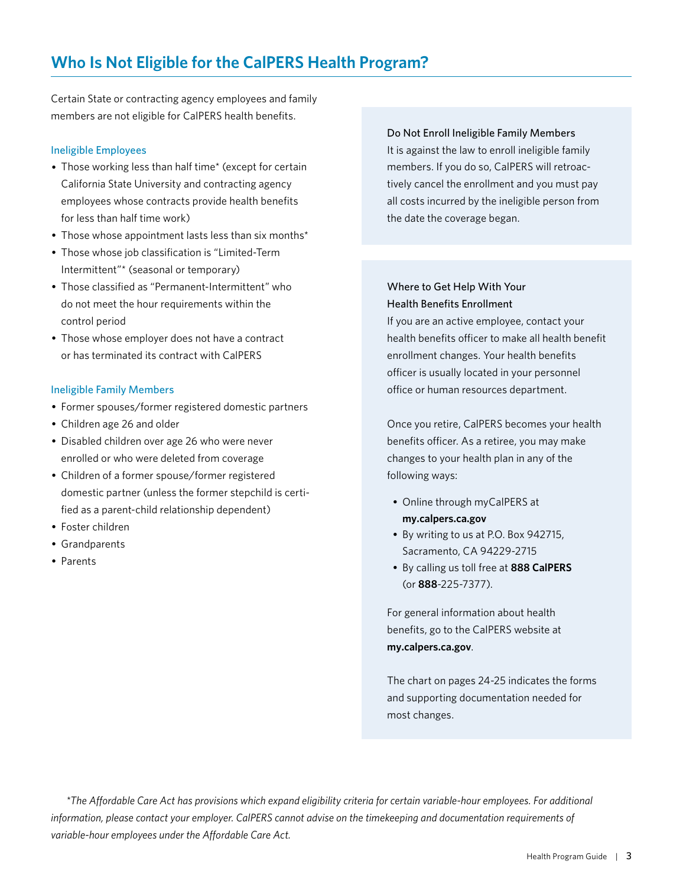## Who Is Not Eligible for the CalPERS Health Program?

Certain State or contracting agency employees and family members are not eligible for CalPERS health benefits.

### Ineligible Employees

- Those working less than half time* (except for certain California State University and contracting agency employees whose contracts provide health benefits for less than half time work)
- Those whose appointment lasts less than six months*
- Those whose job classification is "Limited-Term Intermittent"* (seasonal or temporary)
- Those classified as "Permanent-Intermittent" who do not meet the hour requirements within the control period
- Those whose employer does not have a contract or has terminated its contract with CalPERS

### Ineligible Family Members

- Former spouses/former registered domestic partners
- Children age 26 and older
- Disabled children over age 26 who were never enrolled or who were deleted from coverage
- Children of a former spouse/former registered domestic partner (unless the former stepchild is certified as a parent-child relationship dependent)
- Foster children
- Grandparents
- Parents

**Do Not Enroll Ineligible Family Members**

It is against the law to enroll ineligible family members. If you do so, CalPERS will retroactively cancel the enrollment and you must pay all costs incurred by the ineligible person from the date the coverage began.

**Where to Get Help With Your Health Benefits Enrollment**

If you are an active employee, contact your health benefits officer to make all health benefit enrollment changes. Your health benefits officer is usually located in your personnel office or human resources department.

Once you retire, CalPERS becomes your health benefits officer. As a retiree, you may make changes to your health plan in any of the following ways:

- Online through myCalPERS at **my.calpers.ca.gov**
- By writing to us at P.O. Box 942715, Sacramento, CA 94229-2715
- By calling us toll free at **888 CalPERS** (or **888**-225-7377).

For general information about health benefits, go to the CalPERS website at **my.calpers.ca.gov**.

The chart on pages 24-25 indicates the forms and supporting documentation needed for most changes.

*\*The Affordable Care Act has provisions which expand eligibility criteria for certain variable-hour employees. For additional information, please contact your employer. CalPERS cannot advise on the timekeeping and documentation requirements of variable-hour employees under the Affordable Care Act.*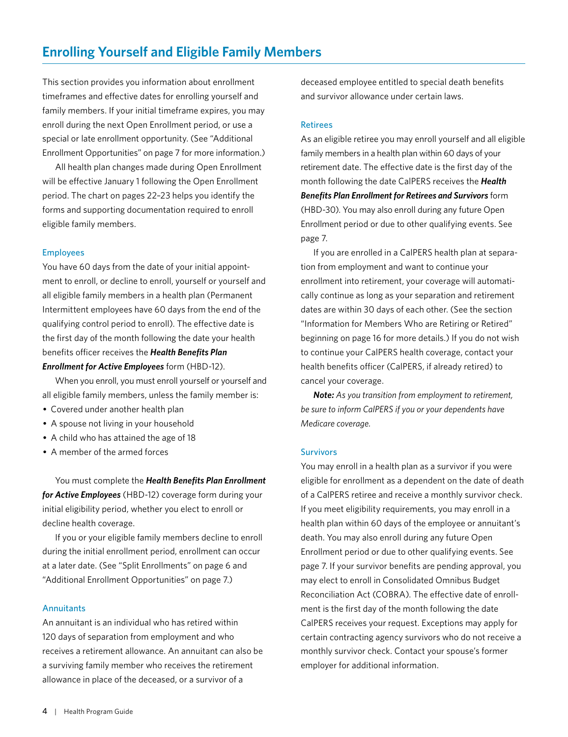## Enrolling Yourself and Eligible Family Members

This section provides you information about enrollment timeframes and effective dates for enrolling yourself and family members. If your initial timeframe expires, you may enroll during the next Open Enrollment period, or use a special or late enrollment opportunity. (See "Additional Enrollment Opportunities" on page 7 for more information.)

All health plan changes made during Open Enrollment will be effective January 1 following the Open Enrollment period. The chart on pages 22–23 helps you identify the forms and supporting documentation required to enroll eligible family members.

### Employees

You have 60 days from the date of your initial appointment to enroll, or decline to enroll, yourself or yourself and all eligible family members in a health plan (Permanent Intermittent employees have 60 days from the end of the qualifying control period to enroll). The effective date is the first day of the month following the date your health benefits officer receives the ***Health Benefits Plan Enrollment for Active Employees*** form (HBD-12).

When you enroll, you must enroll yourself or yourself and all eligible family members, unless the family member is:

- Covered under another health plan
- A spouse not living in your household
- A child who has attained the age of 18
- A member of the armed forces

You must complete the ***Health Benefits Plan Enrollment for Active Employees*** (HBD-12) coverage form during your initial eligibility period, whether you elect to enroll or decline health coverage.

If you or your eligible family members decline to enroll during the initial enrollment period, enrollment can occur at a later date. (See "Split Enrollments" on page 6 and "Additional Enrollment Opportunities" on page 7.)

### Annuitants

An annuitant is an individual who has retired within 120 days of separation from employment and who receives a retirement allowance. An annuitant can also be a surviving family member who receives the retirement allowance in place of the deceased, or a survivor of a deceased employee entitled to special death benefits and survivor allowance under certain laws.

### Retirees

As an eligible retiree you may enroll yourself and all eligible family members in a health plan within 60 days of your retirement date. The effective date is the first day of the month following the date CalPERS receives the ***Health Benefits Plan Enrollment for Retirees and Survivors*** form (HBD-30). You may also enroll during any future Open Enrollment period or due to other qualifying events. See page 7.

If you are enrolled in a CalPERS health plan at separation from employment and want to continue your enrollment into retirement, your coverage will automatically continue as long as your separation and retirement dates are within 30 days of each other. (See the section "Information for Members Who are Retiring or Retired" beginning on page 16 for more details.) If you do not wish to continue your CalPERS health coverage, contact your health benefits officer (CalPERS, if already retired) to cancel your coverage.

***Note:*** *As you transition from employment to retirement, be sure to inform CalPERS if you or your dependents have Medicare coverage.*

### Survivors

You may enroll in a health plan as a survivor if you were eligible for enrollment as a dependent on the date of death of a CalPERS retiree and receive a monthly survivor check. If you meet eligibility requirements, you may enroll in a health plan within 60 days of the employee or annuitant's death. You may also enroll during any future Open Enrollment period or due to other qualifying events. See page 7. If your survivor benefits are pending approval, you may elect to enroll in Consolidated Omnibus Budget Reconciliation Act (COBRA). The effective date of enrollment is the first day of the month following the date CalPERS receives your request. Exceptions may apply for certain contracting agency survivors who do not receive a monthly survivor check. Contact your spouse's former employer for additional information.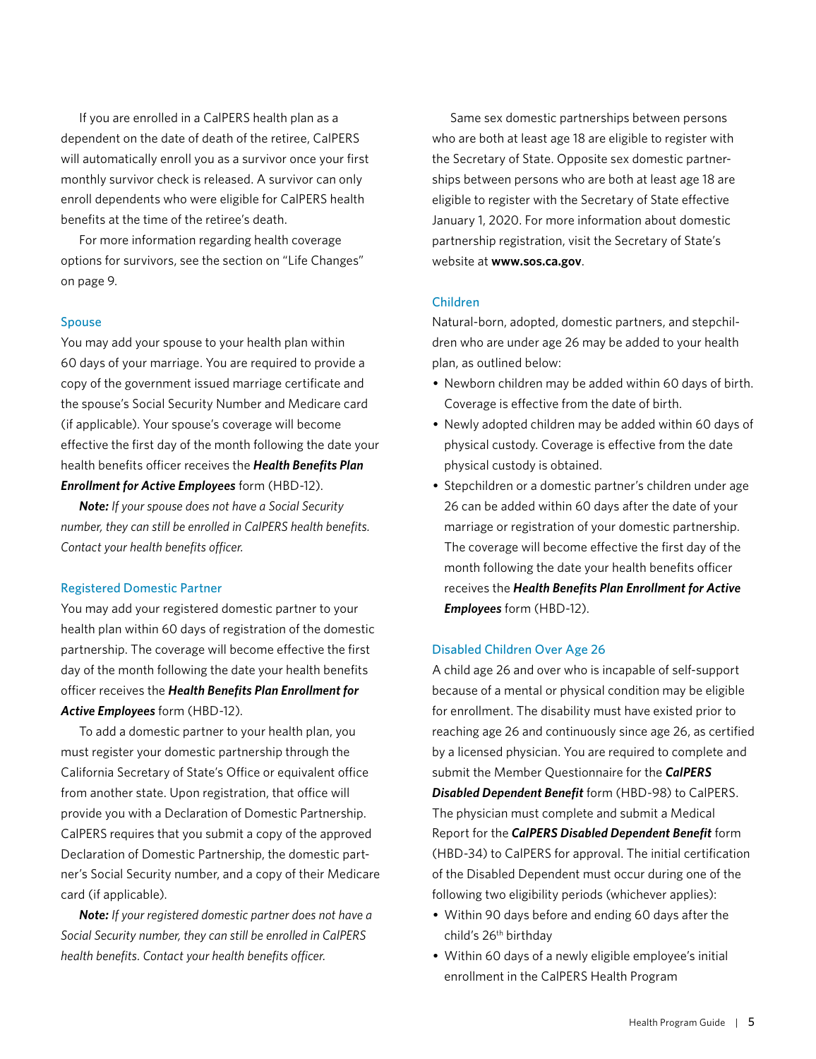If you are enrolled in a CalPERS health plan as a dependent on the date of death of the retiree, CalPERS will automatically enroll you as a survivor once your first monthly survivor check is released. A survivor can only enroll dependents who were eligible for CalPERS health benefits at the time of the retiree's death.

For more information regarding health coverage options for survivors, see the section on "Life Changes" on page 9.

### Spouse

You may add your spouse to your health plan within 60 days of your marriage. You are required to provide a copy of the government issued marriage certificate and the spouse's Social Security Number and Medicare card (if applicable). Your spouse's coverage will become effective the first day of the month following the date your health benefits officer receives the ***Health Benefits Plan Enrollment for Active Employees*** form (HBD-12).

***Note:*** *If your spouse does not have a Social Security number, they can still be enrolled in CalPERS health benefits. Contact your health benefits officer.*

### Registered Domestic Partner

You may add your registered domestic partner to your health plan within 60 days of registration of the domestic partnership. The coverage will become effective the first day of the month following the date your health benefits officer receives the ***Health Benefits Plan Enrollment for Active Employees*** form (HBD-12).

To add a domestic partner to your health plan, you must register your domestic partnership through the California Secretary of State's Office or equivalent office from another state. Upon registration, that office will provide you with a Declaration of Domestic Partnership. CalPERS requires that you submit a copy of the approved Declaration of Domestic Partnership, the domestic partner's Social Security number, and a copy of their Medicare card (if applicable).

***Note:*** *If your registered domestic partner does not have a Social Security number, they can still be enrolled in CalPERS health benefits. Contact your health benefits officer.*

Same sex domestic partnerships between persons who are both at least age 18 are eligible to register with the Secretary of State. Opposite sex domestic partnerships between persons who are both at least age 18 are eligible to register with the Secretary of State effective January 1, 2020. For more information about domestic partnership registration, visit the Secretary of State's website at **www.sos.ca.gov**.

### Children

Natural-born, adopted, domestic partners, and stepchildren who are under age 26 may be added to your health plan, as outlined below:

- Newborn children may be added within 60 days of birth. Coverage is effective from the date of birth.
- Newly adopted children may be added within 60 days of physical custody. Coverage is effective from the date physical custody is obtained.
- Stepchildren or a domestic partner's children under age 26 can be added within 60 days after the date of your marriage or registration of your domestic partnership. The coverage will become effective the first day of the month following the date your health benefits officer receives the ***Health Benefits Plan Enrollment for Active Employees*** form (HBD-12).

### Disabled Children Over Age 26

A child age 26 and over who is incapable of self-support because of a mental or physical condition may be eligible for enrollment. The disability must have existed prior to reaching age 26 and continuously since age 26, as certified by a licensed physician. You are required to complete and submit the Member Questionnaire for the ***CalPERS Disabled Dependent Benefit*** form (HBD-98) to CalPERS. The physician must complete and submit a Medical Report for the ***CalPERS Disabled Dependent Benefit*** form (HBD-34) to CalPERS for approval. The initial certification of the Disabled Dependent must occur during one of the following two eligibility periods (whichever applies):

- Within 90 days before and ending 60 days after the child's 26th birthday
- Within 60 days of a newly eligible employee's initial enrollment in the CalPERS Health Program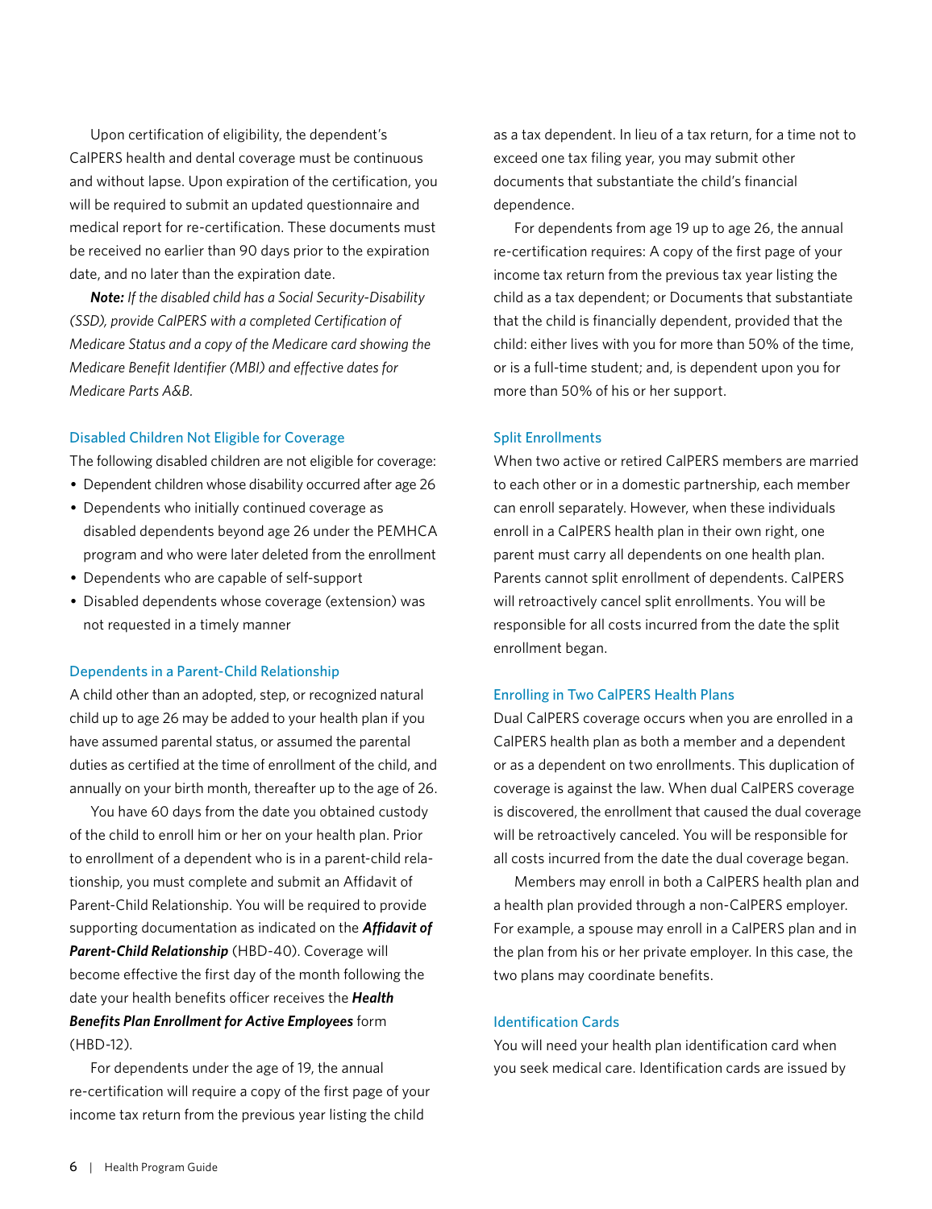Upon certification of eligibility, the dependent's CalPERS health and dental coverage must be continuous and without lapse. Upon expiration of the certification, you will be required to submit an updated questionnaire and medical report for re-certification. These documents must be received no earlier than 90 days prior to the expiration date, and no later than the expiration date.

***Note:*** *If the disabled child has a Social Security-Disability (SSD), provide CalPERS with a completed Certification of Medicare Status and a copy of the Medicare card showing the Medicare Benefit Identifier (MBI) and effective dates for Medicare Parts A&B.*

### Disabled Children Not Eligible for Coverage

The following disabled children are not eligible for coverage:

- Dependent children whose disability occurred after age 26
- Dependents who initially continued coverage as disabled dependents beyond age 26 under the PEMHCA program and who were later deleted from the enrollment
- Dependents who are capable of self-support
- Disabled dependents whose coverage (extension) was not requested in a timely manner

### Dependents in a Parent-Child Relationship

A child other than an adopted, step, or recognized natural child up to age 26 may be added to your health plan if you have assumed parental status, or assumed the parental duties as certified at the time of enrollment of the child, and annually on your birth month, thereafter up to the age of 26.

You have 60 days from the date you obtained custody of the child to enroll him or her on your health plan. Prior to enrollment of a dependent who is in a parent-child relationship, you must complete and submit an Affidavit of Parent-Child Relationship. You will be required to provide supporting documentation as indicated on the ***Affidavit of Parent-Child Relationship*** (HBD-40). Coverage will become effective the first day of the month following the date your health benefits officer receives the ***Health Benefits Plan Enrollment for Active Employees*** form (HBD-12).

For dependents under the age of 19, the annual re-certification will require a copy of the first page of your income tax return from the previous year listing the child as a tax dependent. In lieu of a tax return, for a time not to exceed one tax filing year, you may submit other documents that substantiate the child's financial dependence.

For dependents from age 19 up to age 26, the annual re-certification requires: A copy of the first page of your income tax return from the previous tax year listing the child as a tax dependent; or Documents that substantiate that the child is financially dependent, provided that the child: either lives with you for more than 50% of the time, or is a full-time student; and, is dependent upon you for more than 50% of his or her support.

### Split Enrollments

When two active or retired CalPERS members are married to each other or in a domestic partnership, each member can enroll separately. However, when these individuals enroll in a CalPERS health plan in their own right, one parent must carry all dependents on one health plan. Parents cannot split enrollment of dependents. CalPERS will retroactively cancel split enrollments. You will be responsible for all costs incurred from the date the split enrollment began.

### Enrolling in Two CalPERS Health Plans

Dual CalPERS coverage occurs when you are enrolled in a CalPERS health plan as both a member and a dependent or as a dependent on two enrollments. This duplication of coverage is against the law. When dual CalPERS coverage is discovered, the enrollment that caused the dual coverage will be retroactively canceled. You will be responsible for all costs incurred from the date the dual coverage began.

Members may enroll in both a CalPERS health plan and a health plan provided through a non-CalPERS employer. For example, a spouse may enroll in a CalPERS plan and in the plan from his or her private employer. In this case, the two plans may coordinate benefits.

### Identification Cards

You will need your health plan identification card when you seek medical care. Identification cards are issued by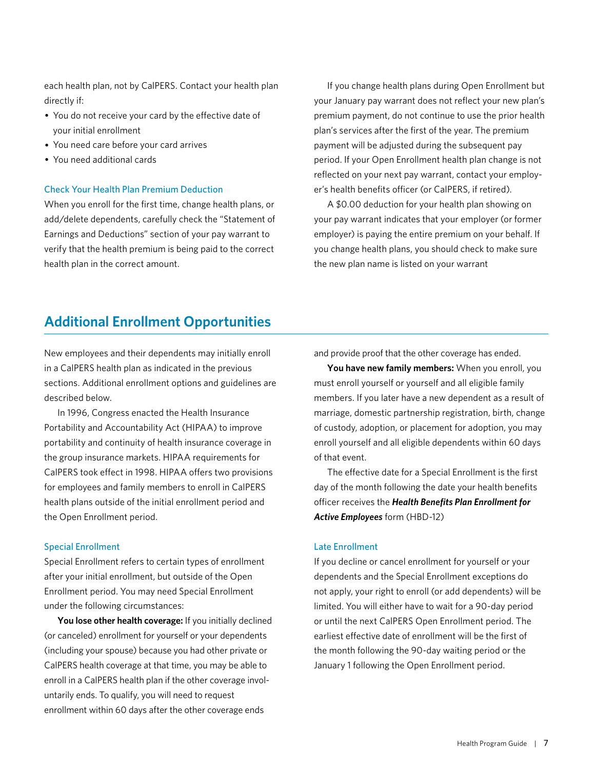each health plan, not by CalPERS. Contact your health plan directly if:

- You do not receive your card by the effective date of your initial enrollment
- You need care before your card arrives
- You need additional cards

### Check Your Health Plan Premium Deduction

When you enroll for the first time, change health plans, or add/delete dependents, carefully check the "Statement of Earnings and Deductions" section of your pay warrant to verify that the health premium is being paid to the correct health plan in the correct amount.

If you change health plans during Open Enrollment but your January pay warrant does not reflect your new plan's premium payment, do not continue to use the prior health plan's services after the first of the year. The premium payment will be adjusted during the subsequent pay period. If your Open Enrollment health plan change is not reflected on your next pay warrant, contact your employer's health benefits officer (or CalPERS, if retired).

A $0.00 deduction for your health plan showing on your pay warrant indicates that your employer (or former employer) is paying the entire premium on your behalf. If you change health plans, you should check to make sure the new plan name is listed on your warrant

## Additional Enrollment Opportunities

New employees and their dependents may initially enroll in a CalPERS health plan as indicated in the previous sections. Additional enrollment options and guidelines are described below.

In 1996, Congress enacted the Health Insurance Portability and Accountability Act (HIPAA) to improve portability and continuity of health insurance coverage in the group insurance markets. HIPAA requirements for CalPERS took effect in 1998. HIPAA offers two provisions for employees and family members to enroll in CalPERS health plans outside of the initial enrollment period and the Open Enrollment period.

### Special Enrollment

Special Enrollment refers to certain types of enrollment after your initial enrollment, but outside of the Open Enrollment period. You may need Special Enrollment under the following circumstances:

**You lose other health coverage:** If you initially declined (or canceled) enrollment for yourself or your dependents (including your spouse) because you had other private or CalPERS health coverage at that time, you may be able to enroll in a CalPERS health plan if the other coverage involuntarily ends. To qualify, you will need to request enrollment within 60 days after the other coverage ends and provide proof that the other coverage has ended.

**You have new family members:** When you enroll, you must enroll yourself or yourself and all eligible family members. If you later have a new dependent as a result of marriage, domestic partnership registration, birth, change of custody, adoption, or placement for adoption, you may enroll yourself and all eligible dependents within 60 days of that event.

The effective date for a Special Enrollment is the first day of the month following the date your health benefits officer receives the ***Health Benefits Plan Enrollment for Active Employees*** form (HBD-12)

### Late Enrollment

If you decline or cancel enrollment for yourself or your dependents and the Special Enrollment exceptions do not apply, your right to enroll (or add dependents) will be limited. You will either have to wait for a 90-day period or until the next CalPERS Open Enrollment period. The earliest effective date of enrollment will be the first of the month following the 90-day waiting period or the January 1 following the Open Enrollment period.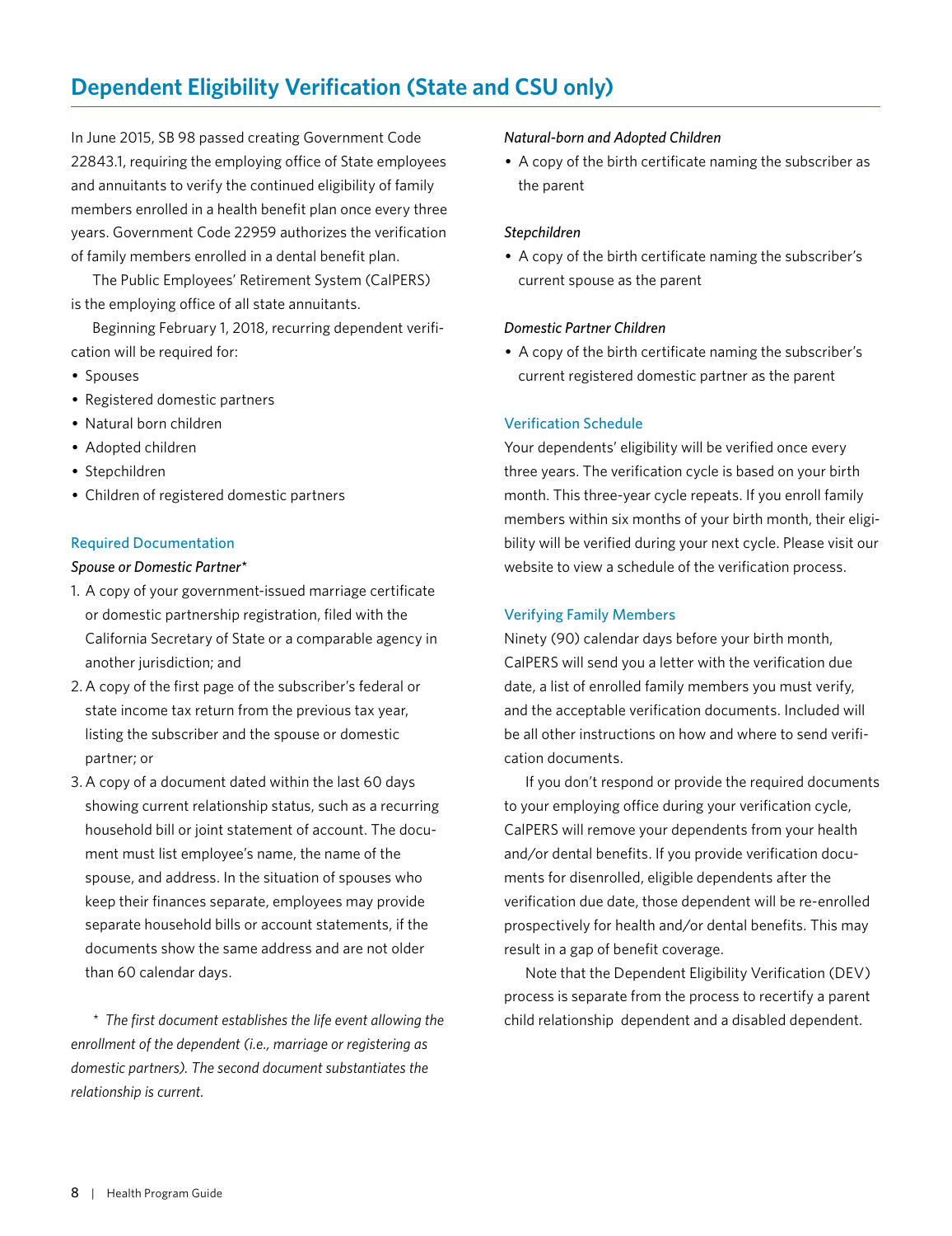# Dependent Eligibility Verification (State and CSU only)

In June 2015, SB 98 passed creating Government Code 22843.1, requiring the employing office of State employees and annuitants to verify the continued eligibility of family members enrolled in a health benefit plan once every three years. Government Code 22959 authorizes the verification of family members enrolled in a dental benefit plan.

The Public Employees' Retirement System (CalPERS) is the employing office of all state annuitants.

Beginning February 1, 2018, recurring dependent verification will be required for:

- Spouses
- Registered domestic partners
- Natural born children
- Adopted children
- Stepchildren
- Children of registered domestic partners

## Required Documentation

*Spouse or Domestic Partner**

1. A copy of your government-issued marriage certificate or domestic partnership registration, filed with the California Secretary of State or a comparable agency in another jurisdiction; and
2. A copy of the first page of the subscriber's federal or state income tax return from the previous tax year, listing the subscriber and the spouse or domestic partner; or
3. A copy of a document dated within the last 60 days showing current relationship status, such as a recurring household bill or joint statement of account. The document must list employee's name, the name of the spouse, and address. In the situation of spouses who keep their finances separate, employees may provide separate household bills or account statements, if the documents show the same address and are not older than 60 calendar days.

*\* The first document establishes the life event allowing the enrollment of the dependent (i.e., marriage or registering as domestic partners). The second document substantiates the relationship is current.*

*Natural-born and Adopted Children*

- A copy of the birth certificate naming the subscriber as the parent

*Stepchildren*

- A copy of the birth certificate naming the subscriber's current spouse as the parent

*Domestic Partner Children*

- A copy of the birth certificate naming the subscriber's current registered domestic partner as the parent

## Verification Schedule

Your dependents' eligibility will be verified once every three years. The verification cycle is based on your birth month. This three-year cycle repeats. If you enroll family members within six months of your birth month, their eligibility will be verified during your next cycle. Please visit our website to view a schedule of the verification process.

## Verifying Family Members

Ninety (90) calendar days before your birth month, CalPERS will send you a letter with the verification due date, a list of enrolled family members you must verify, and the acceptable verification documents. Included will be all other instructions on how and where to send verification documents.

If you don't respond or provide the required documents to your employing office during your verification cycle, CalPERS will remove your dependents from your health and/or dental benefits. If you provide verification documents for disenrolled, eligible dependents after the verification due date, those dependent will be re-enrolled prospectively for health and/or dental benefits. This may result in a gap of benefit coverage.

Note that the Dependent Eligibility Verification (DEV) process is separate from the process to recertify a parent child relationship dependent and a disabled dependent.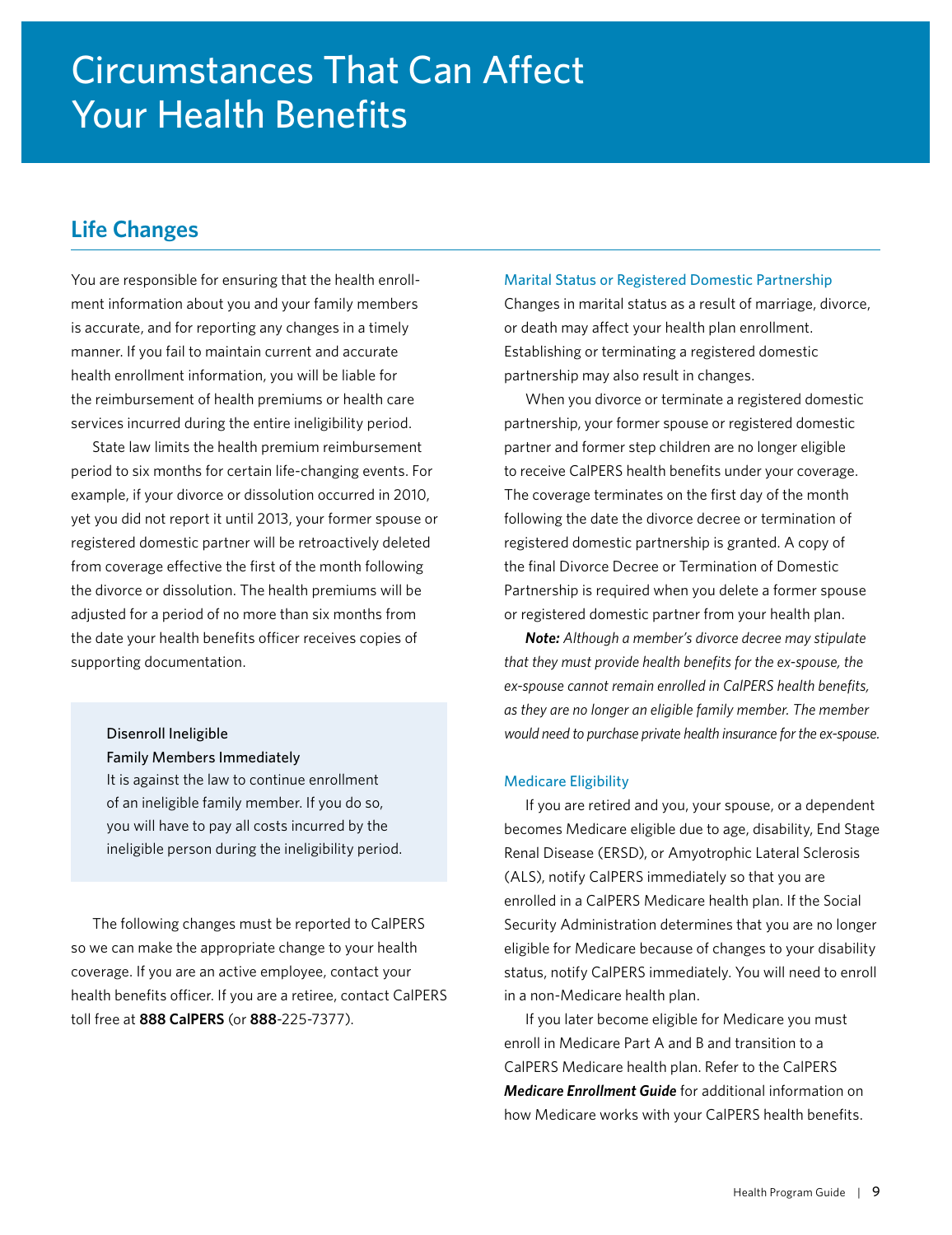# Circumstances That Can Affect Your Health Benefits

## Life Changes

You are responsible for ensuring that the health enrollment information about you and your family members is accurate, and for reporting any changes in a timely manner. If you fail to maintain current and accurate health enrollment information, you will be liable for the reimbursement of health premiums or health care services incurred during the entire ineligibility period.

State law limits the health premium reimbursement period to six months for certain life-changing events. For example, if your divorce or dissolution occurred in 2010, yet you did not report it until 2013, your former spouse or registered domestic partner will be retroactively deleted from coverage effective the first of the month following the divorce or dissolution. The health premiums will be adjusted for a period of no more than six months from the date your health benefits officer receives copies of supporting documentation.

> **Disenroll Ineligible Family Members Immediately**
>
> It is against the law to continue enrollment of an ineligible family member. If you do so, you will have to pay all costs incurred by the ineligible person during the ineligibility period.

The following changes must be reported to CalPERS so we can make the appropriate change to your health coverage. If you are an active employee, contact your health benefits officer. If you are a retiree, contact CalPERS toll free at **888 CalPERS** (or **888**-225-7377).

### Marital Status or Registered Domestic Partnership

Changes in marital status as a result of marriage, divorce, or death may affect your health plan enrollment. Establishing or terminating a registered domestic partnership may also result in changes.

When you divorce or terminate a registered domestic partnership, your former spouse or registered domestic partner and former step children are no longer eligible to receive CalPERS health benefits under your coverage. The coverage terminates on the first day of the month following the date the divorce decree or termination of registered domestic partnership is granted. A copy of the final Divorce Decree or Termination of Domestic Partnership is required when you delete a former spouse or registered domestic partner from your health plan.

***Note:*** *Although a member's divorce decree may stipulate that they must provide health benefits for the ex-spouse, the ex-spouse cannot remain enrolled in CalPERS health benefits, as they are no longer an eligible family member. The member would need to purchase private health insurance for the ex-spouse.*

### Medicare Eligibility

If you are retired and you, your spouse, or a dependent becomes Medicare eligible due to age, disability, End Stage Renal Disease (ERSD), or Amyotrophic Lateral Sclerosis (ALS), notify CalPERS immediately so that you are enrolled in a CalPERS Medicare health plan. If the Social Security Administration determines that you are no longer eligible for Medicare because of changes to your disability status, notify CalPERS immediately. You will need to enroll in a non-Medicare health plan.

If you later become eligible for Medicare you must enroll in Medicare Part A and B and transition to a CalPERS Medicare health plan. Refer to the CalPERS ***Medicare Enrollment Guide*** for additional information on how Medicare works with your CalPERS health benefits.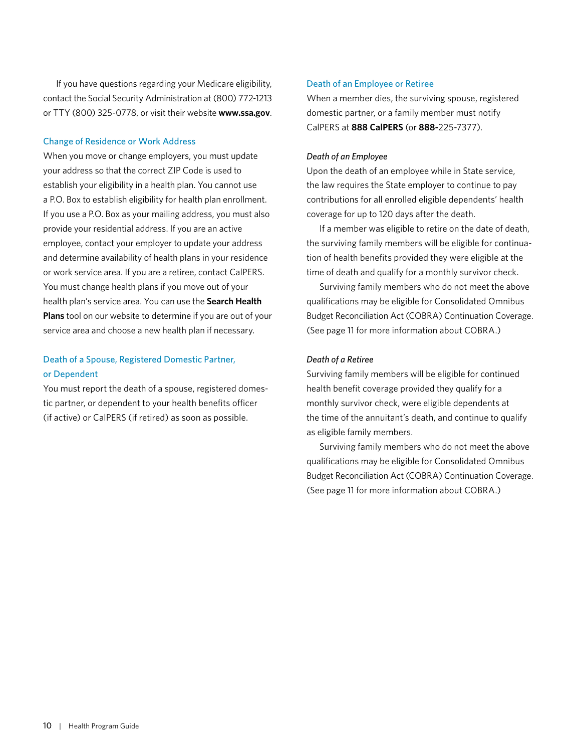If you have questions regarding your Medicare eligibility, contact the Social Security Administration at (800) 772-1213 or TTY (800) 325-0778, or visit their website **www.ssa.gov**.

### Change of Residence or Work Address

When you move or change employers, you must update your address so that the correct ZIP Code is used to establish your eligibility in a health plan. You cannot use a P.O. Box to establish eligibility for health plan enrollment. If you use a P.O. Box as your mailing address, you must also provide your residential address. If you are an active employee, contact your employer to update your address and determine availability of health plans in your residence or work service area. If you are a retiree, contact CalPERS. You must change health plans if you move out of your health plan's service area. You can use the **Search Health Plans** tool on our website to determine if you are out of your service area and choose a new health plan if necessary.

### Death of a Spouse, Registered Domestic Partner, or Dependent

You must report the death of a spouse, registered domestic partner, or dependent to your health benefits officer (if active) or CalPERS (if retired) as soon as possible.

### Death of an Employee or Retiree

When a member dies, the surviving spouse, registered domestic partner, or a family member must notify CalPERS at **888 CalPERS** (or **888-**225-7377).

#### *Death of an Employee*

Upon the death of an employee while in State service, the law requires the State employer to continue to pay contributions for all enrolled eligible dependents' health coverage for up to 120 days after the death.

If a member was eligible to retire on the date of death, the surviving family members will be eligible for continuation of health benefits provided they were eligible at the time of death and qualify for a monthly survivor check.

Surviving family members who do not meet the above qualifications may be eligible for Consolidated Omnibus Budget Reconciliation Act (COBRA) Continuation Coverage. (See page 11 for more information about COBRA.)

#### *Death of a Retiree*

Surviving family members will be eligible for continued health benefit coverage provided they qualify for a monthly survivor check, were eligible dependents at the time of the annuitant's death, and continue to qualify as eligible family members.

Surviving family members who do not meet the above qualifications may be eligible for Consolidated Omnibus Budget Reconciliation Act (COBRA) Continuation Coverage. (See page 11 for more information about COBRA.)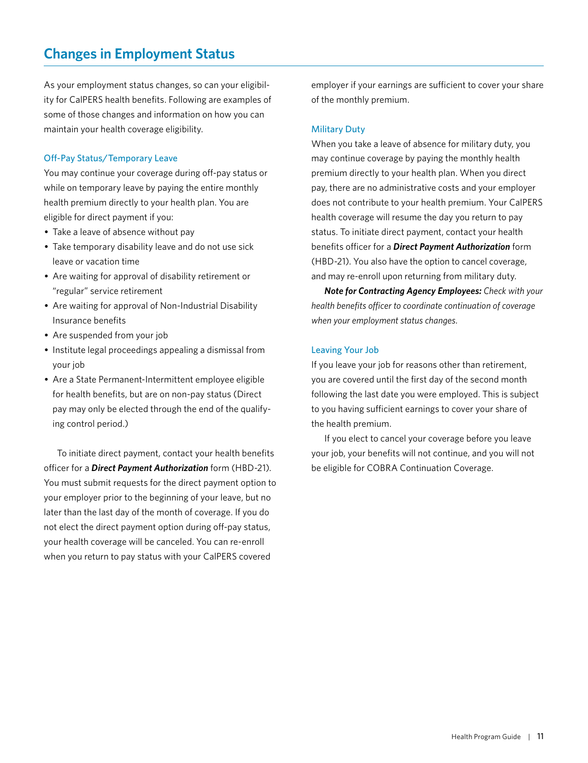## Changes in Employment Status

As your employment status changes, so can your eligibility for CalPERS health benefits. Following are examples of some of those changes and information on how you can maintain your health coverage eligibility.

### Off-Pay Status/Temporary Leave

You may continue your coverage during off-pay status or while on temporary leave by paying the entire monthly health premium directly to your health plan. You are eligible for direct payment if you:

- Take a leave of absence without pay
- Take temporary disability leave and do not use sick leave or vacation time
- Are waiting for approval of disability retirement or "regular" service retirement
- Are waiting for approval of Non-Industrial Disability Insurance benefits
- Are suspended from your job
- Institute legal proceedings appealing a dismissal from your job
- Are a State Permanent-Intermittent employee eligible for health benefits, but are on non-pay status (Direct pay may only be elected through the end of the qualifying control period.)

To initiate direct payment, contact your health benefits officer for a ***Direct Payment Authorization*** form (HBD-21). You must submit requests for the direct payment option to your employer prior to the beginning of your leave, but no later than the last day of the month of coverage. If you do not elect the direct payment option during off-pay status, your health coverage will be canceled. You can re-enroll when you return to pay status with your CalPERS covered employer if your earnings are sufficient to cover your share of the monthly premium.

### Military Duty

When you take a leave of absence for military duty, you may continue coverage by paying the monthly health premium directly to your health plan. When you direct pay, there are no administrative costs and your employer does not contribute to your health premium. Your CalPERS health coverage will resume the day you return to pay status. To initiate direct payment, contact your health benefits officer for a ***Direct Payment Authorization*** form (HBD-21). You also have the option to cancel coverage, and may re-enroll upon returning from military duty.

***Note for Contracting Agency Employees:*** *Check with your health benefits officer to coordinate continuation of coverage when your employment status changes.*

### Leaving Your Job

If you leave your job for reasons other than retirement, you are covered until the first day of the second month following the last date you were employed. This is subject to you having sufficient earnings to cover your share of the health premium.

If you elect to cancel your coverage before you leave your job, your benefits will not continue, and you will not be eligible for COBRA Continuation Coverage.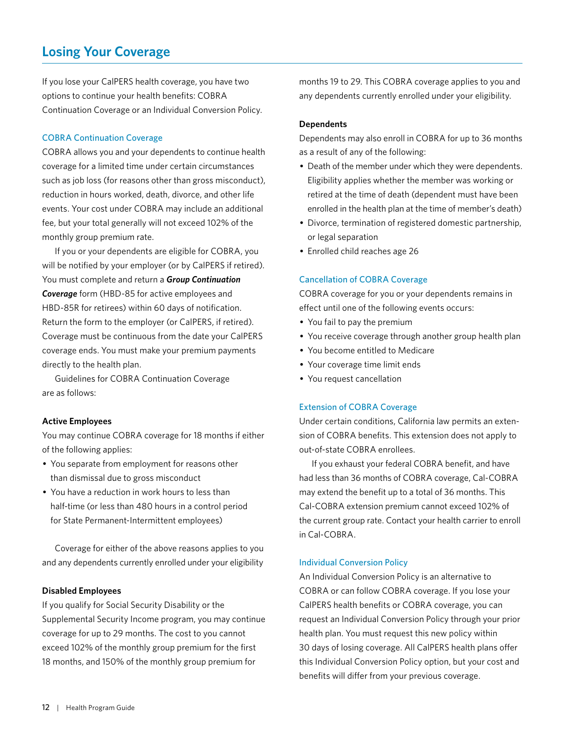# Losing Your Coverage

If you lose your CalPERS health coverage, you have two options to continue your health benefits: COBRA Continuation Coverage or an Individual Conversion Policy.

## COBRA Continuation Coverage

COBRA allows you and your dependents to continue health coverage for a limited time under certain circumstances such as job loss (for reasons other than gross misconduct), reduction in hours worked, death, divorce, and other life events. Your cost under COBRA may include an additional fee, but your total generally will not exceed 102% of the monthly group premium rate.

If you or your dependents are eligible for COBRA, you will be notified by your employer (or by CalPERS if retired). You must complete and return a ***Group Continuation Coverage*** form (HBD-85 for active employees and HBD-85R for retirees) within 60 days of notification. Return the form to the employer (or CalPERS, if retired). Coverage must be continuous from the date your CalPERS coverage ends. You must make your premium payments directly to the health plan.

Guidelines for COBRA Continuation Coverage are as follows:

### Active Employees

You may continue COBRA coverage for 18 months if either of the following applies:

- You separate from employment for reasons other than dismissal due to gross misconduct
- You have a reduction in work hours to less than half-time (or less than 480 hours in a control period for State Permanent-Intermittent employees)

Coverage for either of the above reasons applies to you and any dependents currently enrolled under your eligibility

### Disabled Employees

If you qualify for Social Security Disability or the Supplemental Security Income program, you may continue coverage for up to 29 months. The cost to you cannot exceed 102% of the monthly group premium for the first 18 months, and 150% of the monthly group premium for months 19 to 29. This COBRA coverage applies to you and any dependents currently enrolled under your eligibility.

### Dependents

Dependents may also enroll in COBRA for up to 36 months as a result of any of the following:

- Death of the member under which they were dependents. Eligibility applies whether the member was working or retired at the time of death (dependent must have been enrolled in the health plan at the time of member's death)
- Divorce, termination of registered domestic partnership, or legal separation
- Enrolled child reaches age 26

## Cancellation of COBRA Coverage

COBRA coverage for you or your dependents remains in effect until one of the following events occurs:

- You fail to pay the premium
- You receive coverage through another group health plan
- You become entitled to Medicare
- Your coverage time limit ends
- You request cancellation

## Extension of COBRA Coverage

Under certain conditions, California law permits an extension of COBRA benefits. This extension does not apply to out-of-state COBRA enrollees.

If you exhaust your federal COBRA benefit, and have had less than 36 months of COBRA coverage, Cal-COBRA may extend the benefit up to a total of 36 months. This Cal-COBRA extension premium cannot exceed 102% of the current group rate. Contact your health carrier to enroll in Cal-COBRA.

## Individual Conversion Policy

An Individual Conversion Policy is an alternative to COBRA or can follow COBRA coverage. If you lose your CalPERS health benefits or COBRA coverage, you can request an Individual Conversion Policy through your prior health plan. You must request this new policy within 30 days of losing coverage. All CalPERS health plans offer this Individual Conversion Policy option, but your cost and benefits will differ from your previous coverage.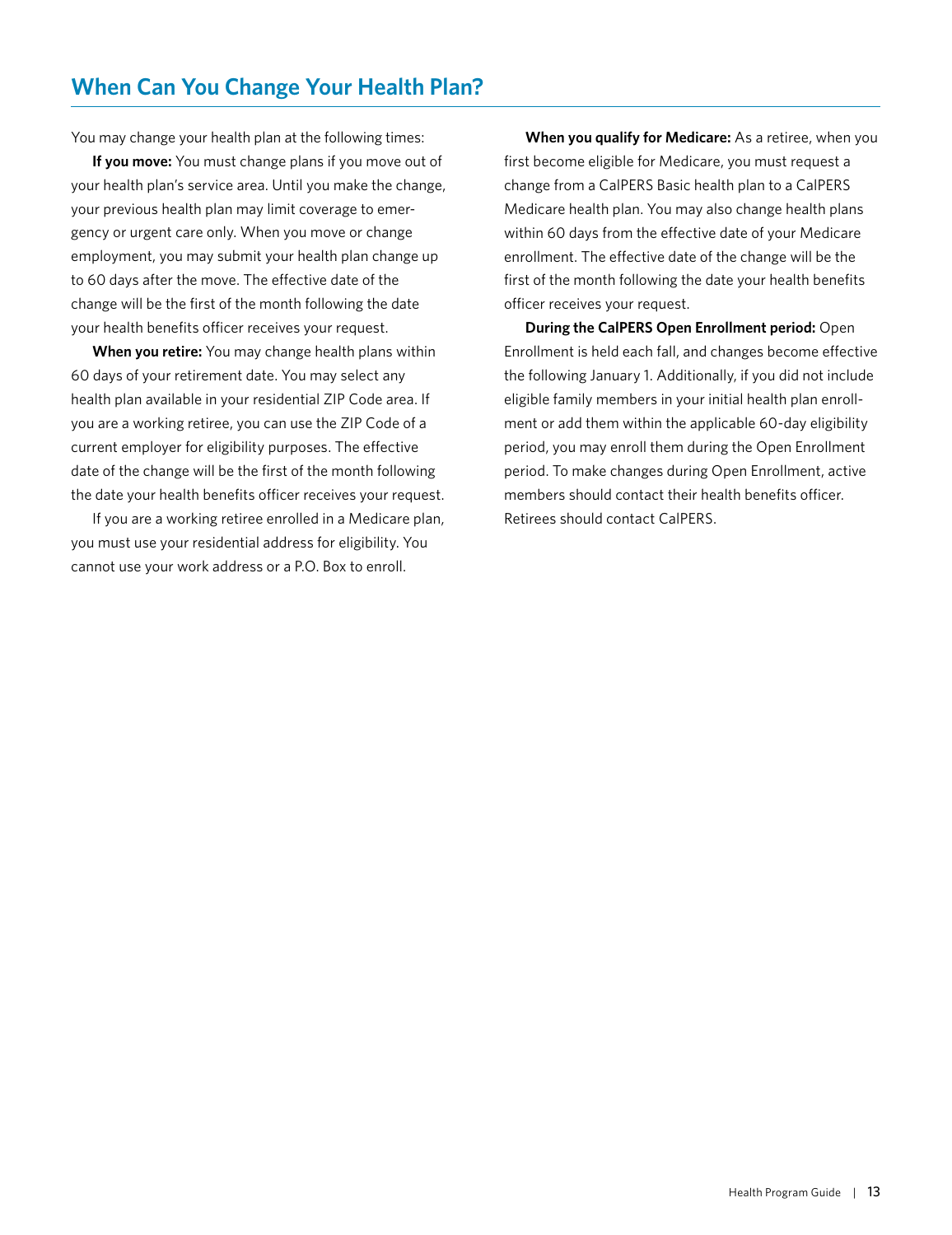## When Can You Change Your Health Plan?

You may change your health plan at the following times:

**If you move:** You must change plans if you move out of your health plan's service area. Until you make the change, your previous health plan may limit coverage to emergency or urgent care only. When you move or change employment, you may submit your health plan change up to 60 days after the move. The effective date of the change will be the first of the month following the date your health benefits officer receives your request.

**When you retire:** You may change health plans within 60 days of your retirement date. You may select any health plan available in your residential ZIP Code area. If you are a working retiree, you can use the ZIP Code of a current employer for eligibility purposes. The effective date of the change will be the first of the month following the date your health benefits officer receives your request.

If you are a working retiree enrolled in a Medicare plan, you must use your residential address for eligibility. You cannot use your work address or a P.O. Box to enroll.

**When you qualify for Medicare:** As a retiree, when you first become eligible for Medicare, you must request a change from a CalPERS Basic health plan to a CalPERS Medicare health plan. You may also change health plans within 60 days from the effective date of your Medicare enrollment. The effective date of the change will be the first of the month following the date your health benefits officer receives your request.

**During the CalPERS Open Enrollment period:** Open Enrollment is held each fall, and changes become effective the following January 1. Additionally, if you did not include eligible family members in your initial health plan enrollment or add them within the applicable 60-day eligibility period, you may enroll them during the Open Enrollment period. To make changes during Open Enrollment, active members should contact their health benefits officer. Retirees should contact CalPERS.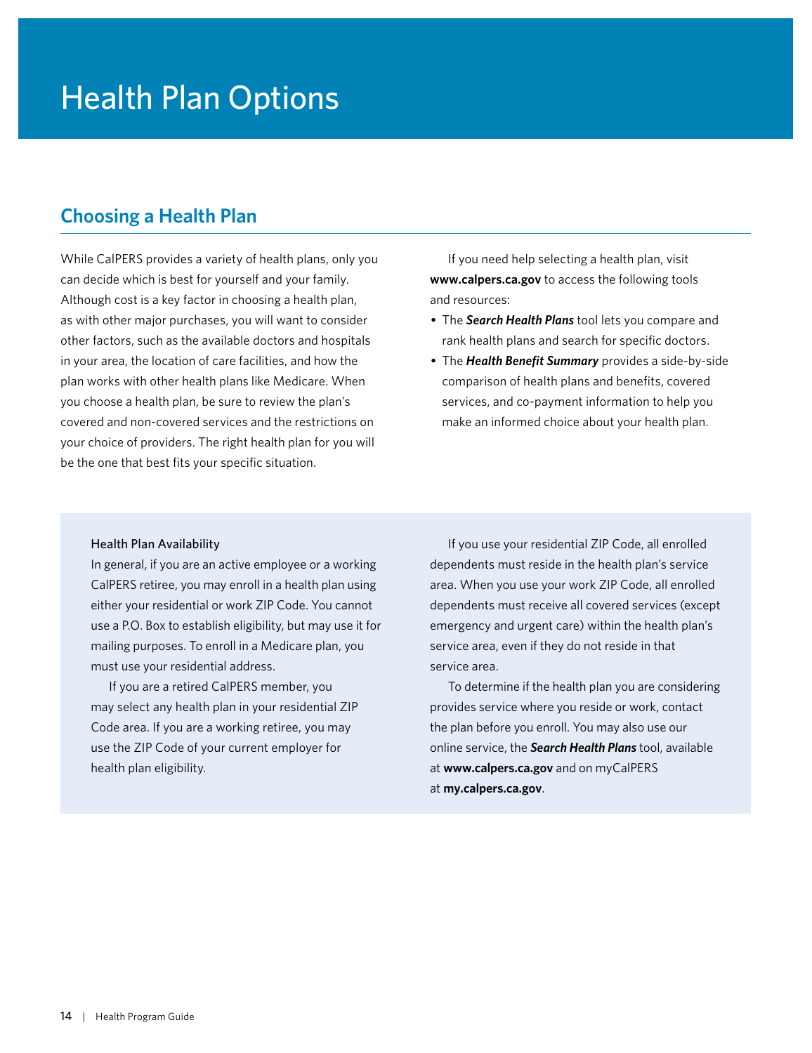# Health Plan Options

## Choosing a Health Plan

While CalPERS provides a variety of health plans, only you can decide which is best for yourself and your family. Although cost is a key factor in choosing a health plan, as with other major purchases, you will want to consider other factors, such as the available doctors and hospitals in your area, the location of care facilities, and how the plan works with other health plans like Medicare. When you choose a health plan, be sure to review the plan's covered and non-covered services and the restrictions on your choice of providers. The right health plan for you will be the one that best fits your specific situation.

If you need help selecting a health plan, visit **www.calpers.ca.gov** to access the following tools and resources:

- The ***Search Health Plans*** tool lets you compare and rank health plans and search for specific doctors.
- The ***Health Benefit Summary*** provides a side-by-side comparison of health plans and benefits, covered services, and co-payment information to help you make an informed choice about your health plan.

### Health Plan Availability

In general, if you are an active employee or a working CalPERS retiree, you may enroll in a health plan using either your residential or work ZIP Code. You cannot use a P.O. Box to establish eligibility, but may use it for mailing purposes. To enroll in a Medicare plan, you must use your residential address.

If you are a retired CalPERS member, you may select any health plan in your residential ZIP Code area. If you are a working retiree, you may use the ZIP Code of your current employer for health plan eligibility.

If you use your residential ZIP Code, all enrolled dependents must reside in the health plan's service area. When you use your work ZIP Code, all enrolled dependents must receive all covered services (except emergency and urgent care) within the health plan's service area, even if they do not reside in that service area.

To determine if the health plan you are considering provides service where you reside or work, contact the plan before you enroll. You may also use our online service, the ***Search Health Plans*** tool, available at **www.calpers.ca.gov** and on myCalPERS at **my.calpers.ca.gov**.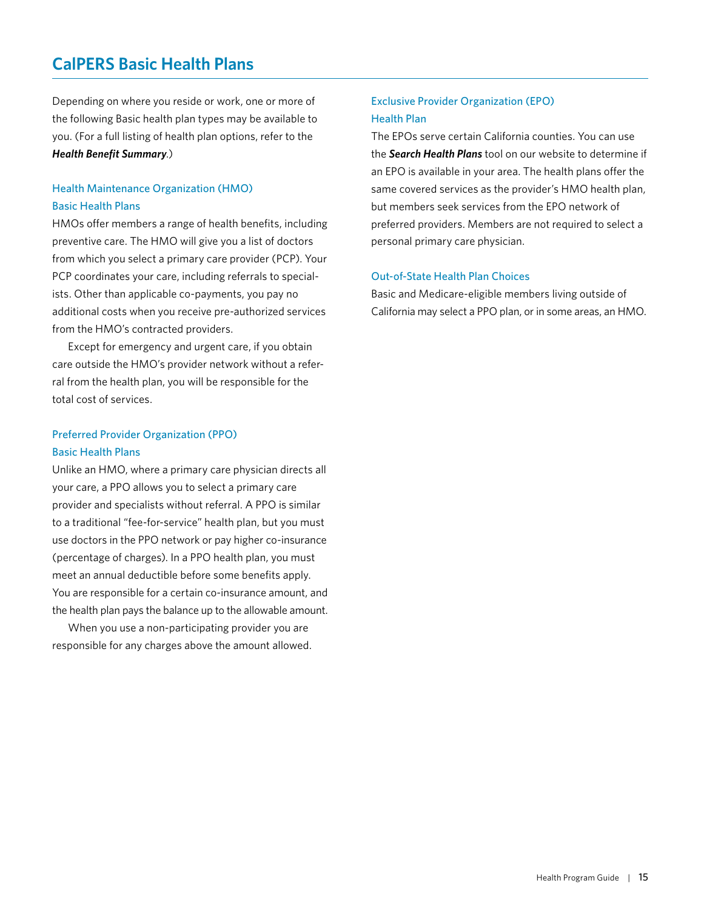# CalPERS Basic Health Plans

Depending on where you reside or work, one or more of the following Basic health plan types may be available to you. (For a full listing of health plan options, refer to the ***Health Benefit Summary***.)

### Health Maintenance Organization (HMO) Basic Health Plans

HMOs offer members a range of health benefits, including preventive care. The HMO will give you a list of doctors from which you select a primary care provider (PCP). Your PCP coordinates your care, including referrals to specialists. Other than applicable co-payments, you pay no additional costs when you receive pre-authorized services from the HMO's contracted providers.

Except for emergency and urgent care, if you obtain care outside the HMO's provider network without a referral from the health plan, you will be responsible for the total cost of services.

### Preferred Provider Organization (PPO) Basic Health Plans

Unlike an HMO, where a primary care physician directs all your care, a PPO allows you to select a primary care provider and specialists without referral. A PPO is similar to a traditional "fee-for-service" health plan, but you must use doctors in the PPO network or pay higher co-insurance (percentage of charges). In a PPO health plan, you must meet an annual deductible before some benefits apply. You are responsible for a certain co-insurance amount, and the health plan pays the balance up to the allowable amount.

When you use a non-participating provider you are responsible for any charges above the amount allowed.

### Exclusive Provider Organization (EPO) Health Plan

The EPOs serve certain California counties. You can use the ***Search Health Plans*** tool on our website to determine if an EPO is available in your area. The health plans offer the same covered services as the provider's HMO health plan, but members seek services from the EPO network of preferred providers. Members are not required to select a personal primary care physician.

### Out-of-State Health Plan Choices

Basic and Medicare-eligible members living outside of California may select a PPO plan, or in some areas, an HMO.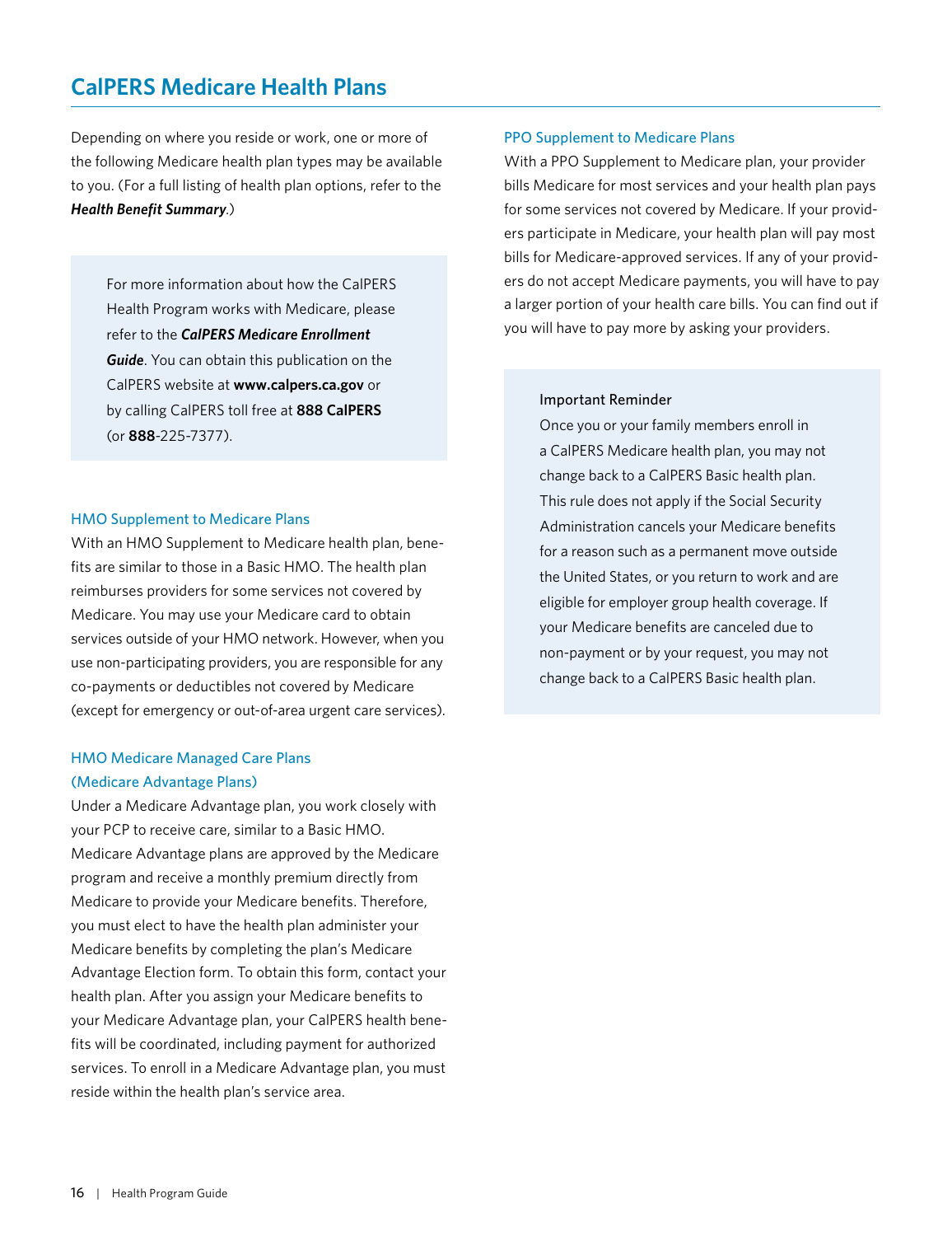# CalPERS Medicare Health Plans

Depending on where you reside or work, one or more of the following Medicare health plan types may be available to you. (For a full listing of health plan options, refer to the ***Health Benefit Summary***.)

> For more information about how the CalPERS Health Program works with Medicare, please refer to the ***CalPERS Medicare Enrollment Guide***. You can obtain this publication on the CalPERS website at **www.calpers.ca.gov** or by calling CalPERS toll free at **888 CalPERS** (or **888**-225-7377).

### HMO Supplement to Medicare Plans

With an HMO Supplement to Medicare health plan, benefits are similar to those in a Basic HMO. The health plan reimburses providers for some services not covered by Medicare. You may use your Medicare card to obtain services outside of your HMO network. However, when you use non-participating providers, you are responsible for any co-payments or deductibles not covered by Medicare (except for emergency or out-of-area urgent care services).

### HMO Medicare Managed Care Plans (Medicare Advantage Plans)

Under a Medicare Advantage plan, you work closely with your PCP to receive care, similar to a Basic HMO. Medicare Advantage plans are approved by the Medicare program and receive a monthly premium directly from Medicare to provide your Medicare benefits. Therefore, you must elect to have the health plan administer your Medicare benefits by completing the plan's Medicare Advantage Election form. To obtain this form, contact your health plan. After you assign your Medicare benefits to your Medicare Advantage plan, your CalPERS health benefits will be coordinated, including payment for authorized services. To enroll in a Medicare Advantage plan, you must reside within the health plan's service area.

### PPO Supplement to Medicare Plans

With a PPO Supplement to Medicare plan, your provider bills Medicare for most services and your health plan pays for some services not covered by Medicare. If your providers participate in Medicare, your health plan will pay most bills for Medicare-approved services. If any of your providers do not accept Medicare payments, you will have to pay a larger portion of your health care bills. You can find out if you will have to pay more by asking your providers.

> Important Reminder
>
> Once you or your family members enroll in a CalPERS Medicare health plan, you may not change back to a CalPERS Basic health plan. This rule does not apply if the Social Security Administration cancels your Medicare benefits for a reason such as a permanent move outside the United States, or you return to work and are eligible for employer group health coverage. If your Medicare benefits are canceled due to non-payment or by your request, you may not change back to a CalPERS Basic health plan.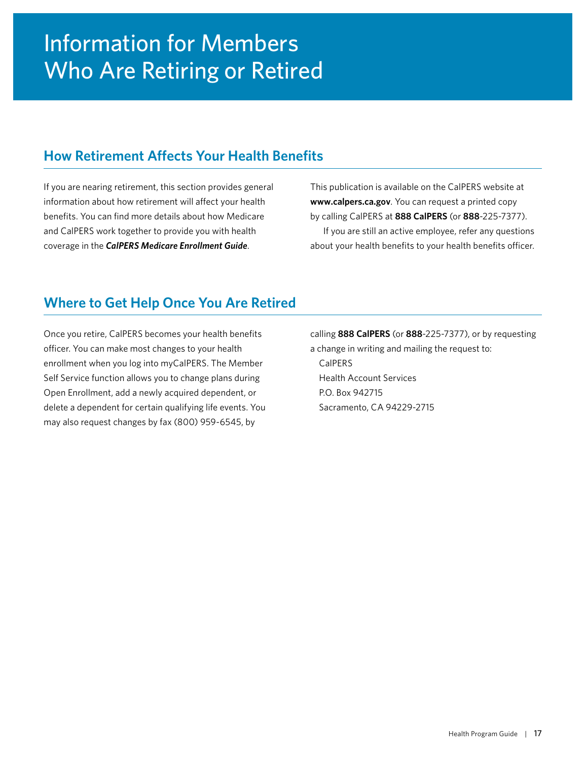# Information for Members Who Are Retiring or Retired

## How Retirement Affects Your Health Benefits

If you are nearing retirement, this section provides general information about how retirement will affect your health benefits. You can find more details about how Medicare and CalPERS work together to provide you with health coverage in the ***CalPERS Medicare Enrollment Guide***.

This publication is available on the CalPERS website at **www.calpers.ca.gov**. You can request a printed copy by calling CalPERS at **888 CalPERS** (or **888**-225-7377).

If you are still an active employee, refer any questions about your health benefits to your health benefits officer.

## Where to Get Help Once You Are Retired

Once you retire, CalPERS becomes your health benefits officer. You can make most changes to your health enrollment when you log into myCalPERS. The Member Self Service function allows you to change plans during Open Enrollment, add a newly acquired dependent, or delete a dependent for certain qualifying life events. You may also request changes by fax (800) 959-6545, by calling **888 CalPERS** (or **888**-225-7377), or by requesting a change in writing and mailing the request to:

CalPERS
Health Account Services
P.O. Box 942715
Sacramento, CA 94229-2715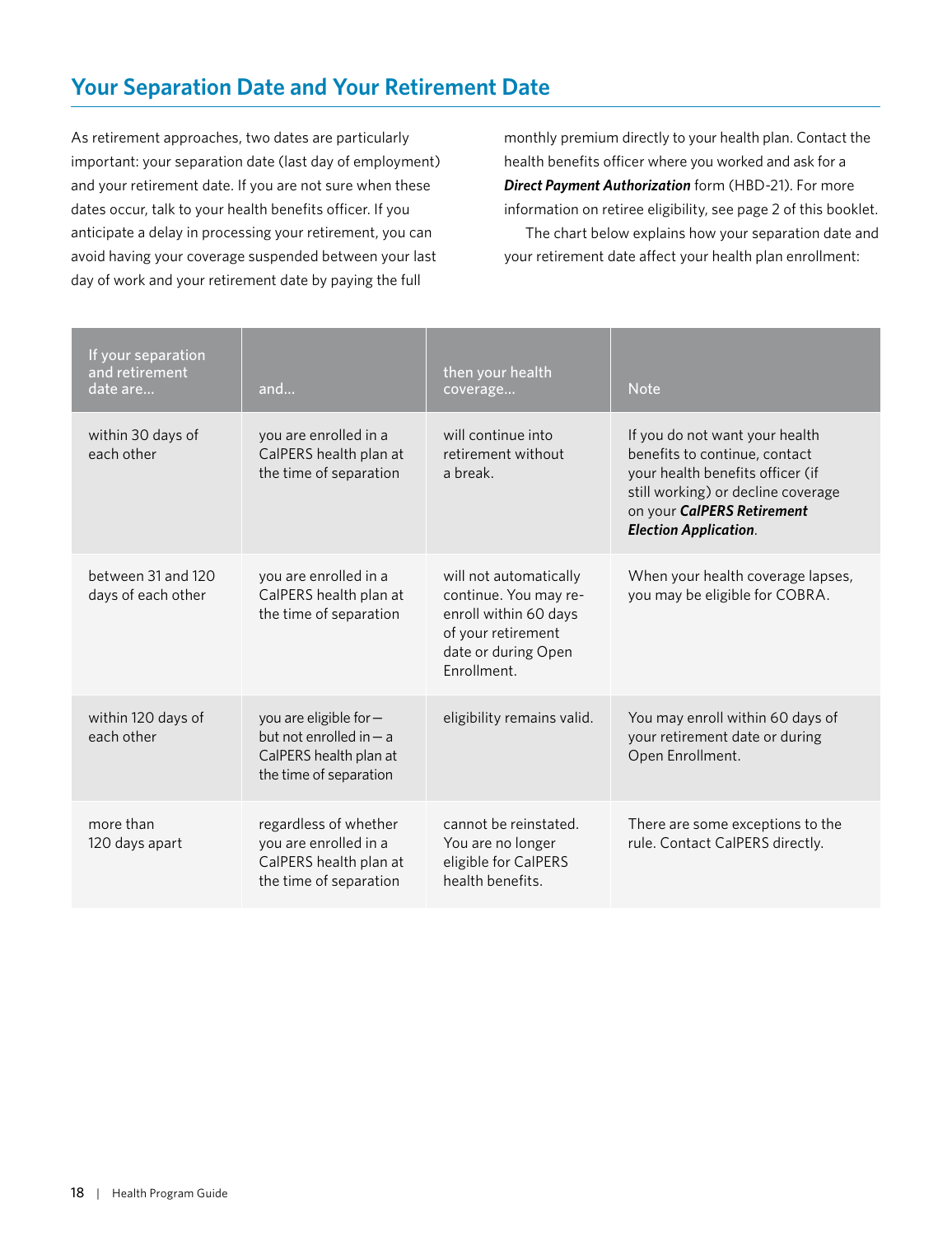## Your Separation Date and Your Retirement Date

As retirement approaches, two dates are particularly important: your separation date (last day of employment) and your retirement date. If you are not sure when these dates occur, talk to your health benefits officer. If you anticipate a delay in processing your retirement, you can avoid having your coverage suspended between your last day of work and your retirement date by paying the full monthly premium directly to your health plan. Contact the health benefits officer where you worked and ask for a ***Direct Payment Authorization*** form (HBD-21). For more information on retiree eligibility, see page 2 of this booklet.

The chart below explains how your separation date and your retirement date affect your health plan enrollment:

| If your separation and retirement date are… | and… | then your health coverage… | Note |
|---|---|---|---|
| within 30 days of each other | you are enrolled in a CalPERS health plan at the time of separation | will continue into retirement without a break. | If you do not want your health benefits to continue, contact your health benefits officer (if still working) or decline coverage on your ***CalPERS Retirement Election Application***. |
| between 31 and 120 days of each other | you are enrolled in a CalPERS health plan at the time of separation | will not automatically continue. You may re-enroll within 60 days of your retirement date or during Open Enrollment. | When your health coverage lapses, you may be eligible for COBRA. |
| within 120 days of each other | you are eligible for—but not enrolled in—a CalPERS health plan at the time of separation | eligibility remains valid. | You may enroll within 60 days of your retirement date or during Open Enrollment. |
| more than 120 days apart | regardless of whether you are enrolled in a CalPERS health plan at the time of separation | cannot be reinstated. You are no longer eligible for CalPERS health benefits. | There are some exceptions to the rule. Contact CalPERS directly. |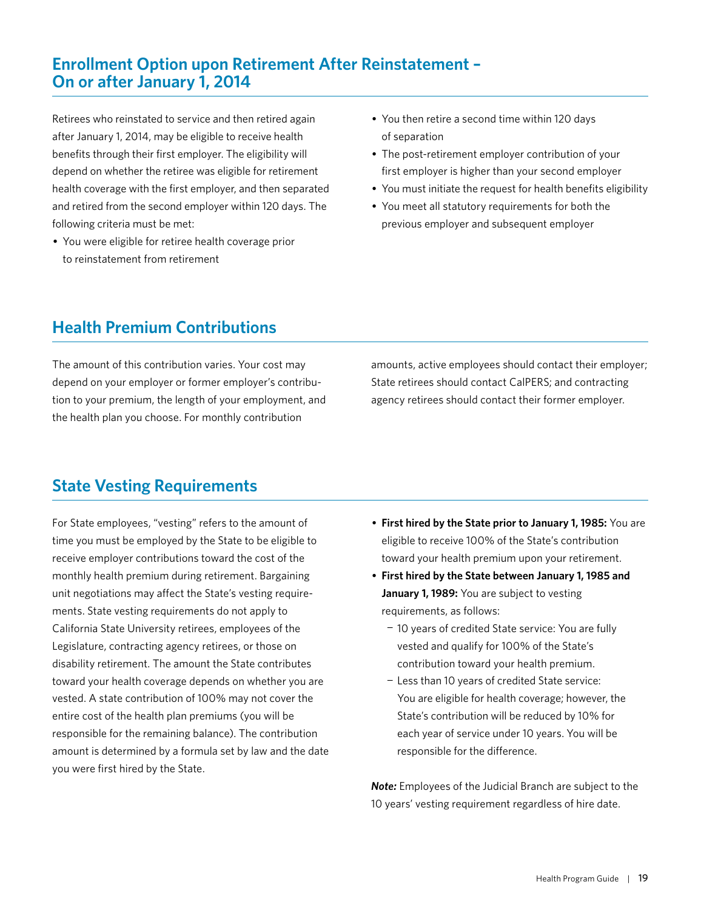## Enrollment Option upon Retirement After Reinstatement – On or after January 1, 2014

Retirees who reinstated to service and then retired again after January 1, 2014, may be eligible to receive health benefits through their first employer. The eligibility will depend on whether the retiree was eligible for retirement health coverage with the first employer, and then separated and retired from the second employer within 120 days. The following criteria must be met:

- You were eligible for retiree health coverage prior to reinstatement from retirement
- You then retire a second time within 120 days of separation
- The post-retirement employer contribution of your first employer is higher than your second employer
- You must initiate the request for health benefits eligibility
- You meet all statutory requirements for both the previous employer and subsequent employer

## Health Premium Contributions

The amount of this contribution varies. Your cost may depend on your employer or former employer's contribution to your premium, the length of your employment, and the health plan you choose. For monthly contribution amounts, active employees should contact their employer; State retirees should contact CalPERS; and contracting agency retirees should contact their former employer.

## State Vesting Requirements

For State employees, "vesting" refers to the amount of time you must be employed by the State to be eligible to receive employer contributions toward the cost of the monthly health premium during retirement. Bargaining unit negotiations may affect the State's vesting requirements. State vesting requirements do not apply to California State University retirees, employees of the Legislature, contracting agency retirees, or those on disability retirement. The amount the State contributes toward your health coverage depends on whether you are vested. A state contribution of 100% may not cover the entire cost of the health plan premiums (you will be responsible for the remaining balance). The contribution amount is determined by a formula set by law and the date you were first hired by the State.

- **First hired by the State prior to January 1, 1985:** You are eligible to receive 100% of the State's contribution toward your health premium upon your retirement.
- **First hired by the State between January 1, 1985 and January 1, 1989:** You are subject to vesting requirements, as follows:
  - 10 years of credited State service: You are fully vested and qualify for 100% of the State's contribution toward your health premium.
  - Less than 10 years of credited State service: You are eligible for health coverage; however, the State's contribution will be reduced by 10% for each year of service under 10 years. You will be responsible for the difference.

***Note:*** Employees of the Judicial Branch are subject to the 10 years' vesting requirement regardless of hire date.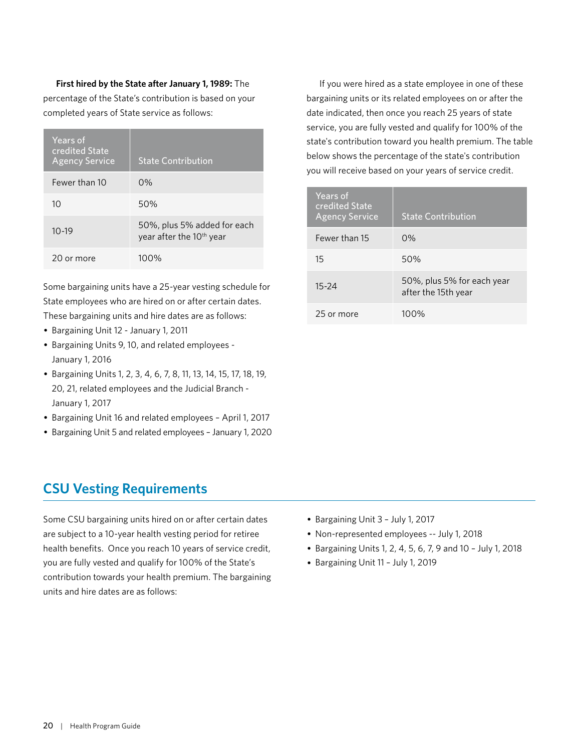**First hired by the State after January 1, 1989:** The percentage of the State's contribution is based on your completed years of State service as follows:

| Years of credited State Agency Service | State Contribution |
|---|---|
| Fewer than 10 | 0% |
| 10 | 50% |
| 10-19 | 50%, plus 5% added for each year after the 10th year |
| 20 or more | 100% |

Some bargaining units have a 25-year vesting schedule for State employees who are hired on or after certain dates. These bargaining units and hire dates are as follows:

- Bargaining Unit 12 - January 1, 2011
- Bargaining Units 9, 10, and related employees - January 1, 2016
- Bargaining Units 1, 2, 3, 4, 6, 7, 8, 11, 13, 14, 15, 17, 18, 19, 20, 21, related employees and the Judicial Branch - January 1, 2017
- Bargaining Unit 16 and related employees – April 1, 2017
- Bargaining Unit 5 and related employees – January 1, 2020

If you were hired as a state employee in one of these bargaining units or its related employees on or after the date indicated, then once you reach 25 years of state service, you are fully vested and qualify for 100% of the state's contribution toward you health premium. The table below shows the percentage of the state's contribution you will receive based on your years of service credit.

| Years of credited State Agency Service | State Contribution |
|---|---|
| Fewer than 15 | 0% |
| 15 | 50% |
| 15-24 | 50%, plus 5% for each year after the 15th year |
| 25 or more | 100% |

## CSU Vesting Requirements

Some CSU bargaining units hired on or after certain dates are subject to a 10-year health vesting period for retiree health benefits. Once you reach 10 years of service credit, you are fully vested and qualify for 100% of the State's contribution towards your health premium. The bargaining units and hire dates are as follows:

- Bargaining Unit 3 – July 1, 2017
- Non-represented employees -- July 1, 2018
- Bargaining Units 1, 2, 4, 5, 6, 7, 9 and 10 – July 1, 2018
- Bargaining Unit 11 – July 1, 2019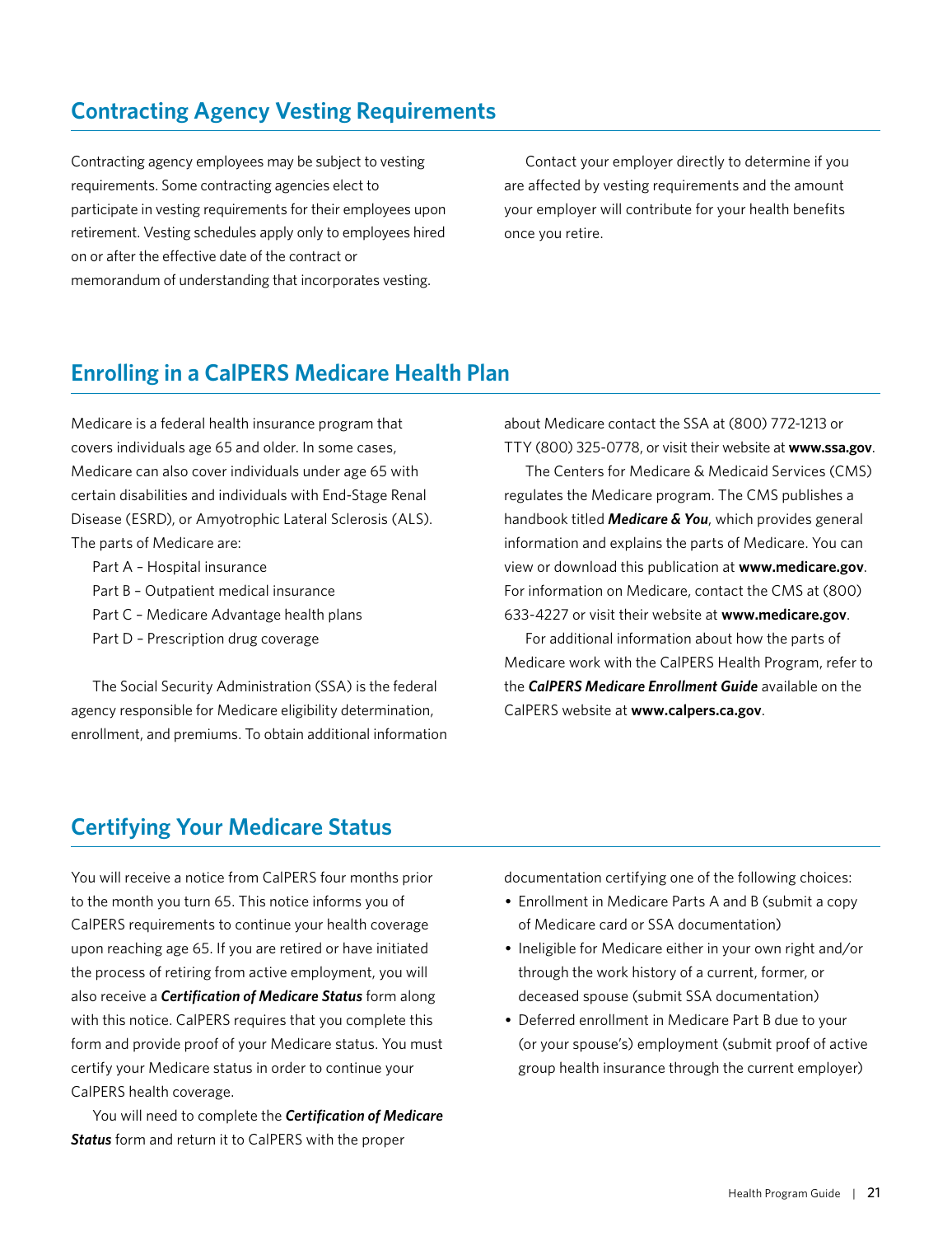## Contracting Agency Vesting Requirements

Contracting agency employees may be subject to vesting requirements. Some contracting agencies elect to participate in vesting requirements for their employees upon retirement. Vesting schedules apply only to employees hired on or after the effective date of the contract or memorandum of understanding that incorporates vesting.

Contact your employer directly to determine if you are affected by vesting requirements and the amount your employer will contribute for your health benefits once you retire.

## Enrolling in a CalPERS Medicare Health Plan

Medicare is a federal health insurance program that covers individuals age 65 and older. In some cases, Medicare can also cover individuals under age 65 with certain disabilities and individuals with End-Stage Renal Disease (ESRD), or Amyotrophic Lateral Sclerosis (ALS). The parts of Medicare are:

Part A – Hospital insurance
Part B – Outpatient medical insurance
Part C – Medicare Advantage health plans
Part D – Prescription drug coverage

The Social Security Administration (SSA) is the federal agency responsible for Medicare eligibility determination, enrollment, and premiums. To obtain additional information about Medicare contact the SSA at (800) 772-1213 or TTY (800) 325-0778, or visit their website at **www.ssa.gov**.

The Centers for Medicare & Medicaid Services (CMS) regulates the Medicare program. The CMS publishes a handbook titled ***Medicare & You***, which provides general information and explains the parts of Medicare. You can view or download this publication at **www.medicare.gov**. For information on Medicare, contact the CMS at (800) 633-4227 or visit their website at **www.medicare.gov**.

For additional information about how the parts of Medicare work with the CalPERS Health Program, refer to the ***CalPERS Medicare Enrollment Guide*** available on the CalPERS website at **www.calpers.ca.gov**.

## Certifying Your Medicare Status

You will receive a notice from CalPERS four months prior to the month you turn 65. This notice informs you of CalPERS requirements to continue your health coverage upon reaching age 65. If you are retired or have initiated the process of retiring from active employment, you will also receive a ***Certification of Medicare Status*** form along with this notice. CalPERS requires that you complete this form and provide proof of your Medicare status. You must certify your Medicare status in order to continue your CalPERS health coverage.

You will need to complete the ***Certification of Medicare Status*** form and return it to CalPERS with the proper documentation certifying one of the following choices:

- Enrollment in Medicare Parts A and B (submit a copy of Medicare card or SSA documentation)
- Ineligible for Medicare either in your own right and/or through the work history of a current, former, or deceased spouse (submit SSA documentation)
- Deferred enrollment in Medicare Part B due to your (or your spouse's) employment (submit proof of active group health insurance through the current employer)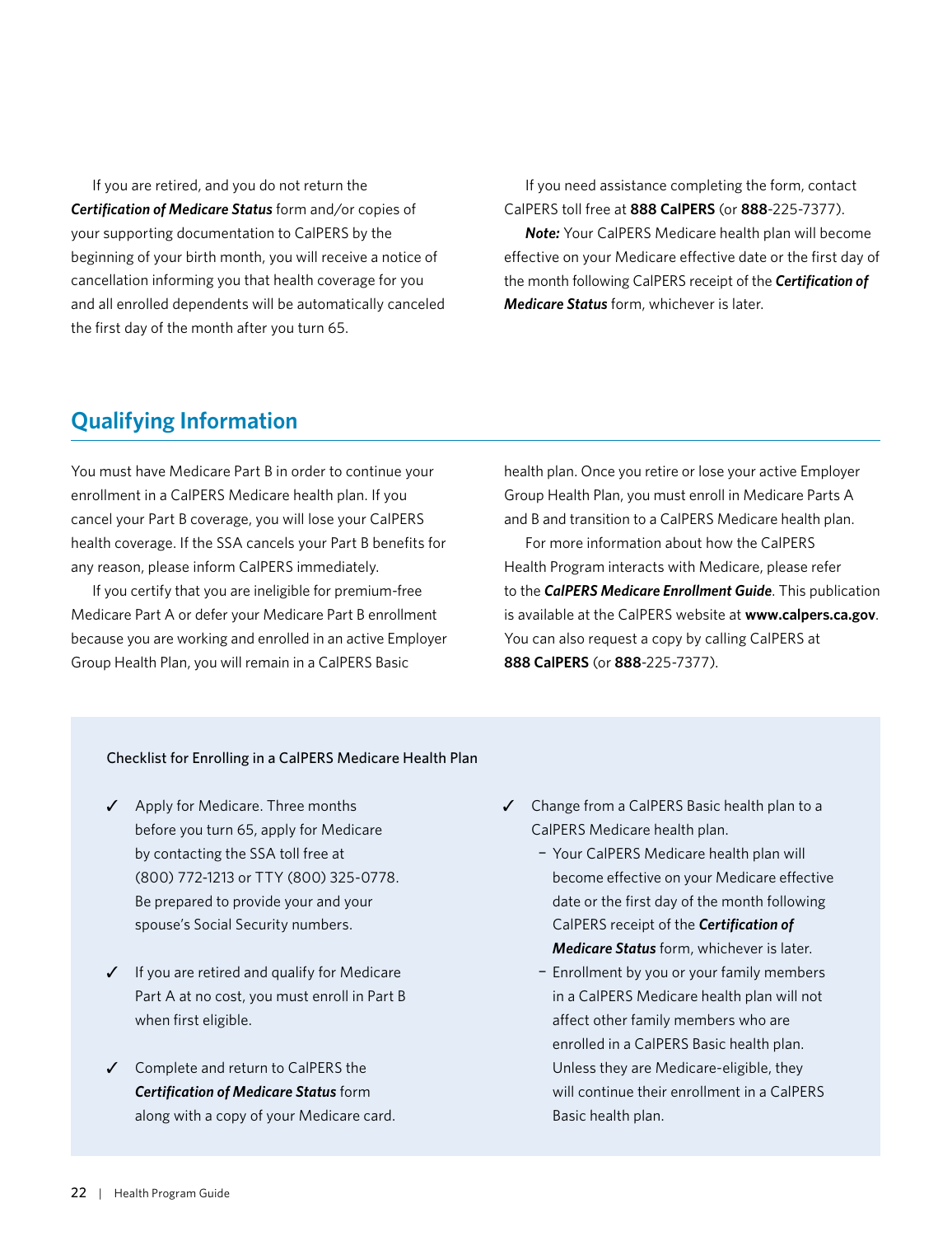If you are retired, and you do not return the ***Certification of Medicare Status*** form and/or copies of your supporting documentation to CalPERS by the beginning of your birth month, you will receive a notice of cancellation informing you that health coverage for you and all enrolled dependents will be automatically canceled the first day of the month after you turn 65.

If you need assistance completing the form, contact CalPERS toll free at **888 CalPERS** (or **888**-225-7377).

***Note:*** Your CalPERS Medicare health plan will become effective on your Medicare effective date or the first day of the month following CalPERS receipt of the ***Certification of Medicare Status*** form, whichever is later.

## Qualifying Information

You must have Medicare Part B in order to continue your enrollment in a CalPERS Medicare health plan. If you cancel your Part B coverage, you will lose your CalPERS health coverage. If the SSA cancels your Part B benefits for any reason, please inform CalPERS immediately.

If you certify that you are ineligible for premium-free Medicare Part A or defer your Medicare Part B enrollment because you are working and enrolled in an active Employer Group Health Plan, you will remain in a CalPERS Basic health plan. Once you retire or lose your active Employer Group Health Plan, you must enroll in Medicare Parts A and B and transition to a CalPERS Medicare health plan.

For more information about how the CalPERS Health Program interacts with Medicare, please refer to the ***CalPERS Medicare Enrollment Guide***. This publication is available at the CalPERS website at **www.calpers.ca.gov**. You can also request a copy by calling CalPERS at **888 CalPERS** (or **888**-225-7377).

Checklist for Enrolling in a CalPERS Medicare Health Plan

- ✓ Apply for Medicare. Three months before you turn 65, apply for Medicare by contacting the SSA toll free at (800) 772-1213 or TTY (800) 325-0778. Be prepared to provide your and your spouse's Social Security numbers.
- ✓ If you are retired and qualify for Medicare Part A at no cost, you must enroll in Part B when first eligible.
- ✓ Complete and return to CalPERS the ***Certification of Medicare Status*** form along with a copy of your Medicare card.
- ✓ Change from a CalPERS Basic health plan to a CalPERS Medicare health plan.
  - Your CalPERS Medicare health plan will become effective on your Medicare effective date or the first day of the month following CalPERS receipt of the ***Certification of Medicare Status*** form, whichever is later.
  - Enrollment by you or your family members in a CalPERS Medicare health plan will not affect other family members who are enrolled in a CalPERS Basic health plan. Unless they are Medicare-eligible, they will continue their enrollment in a CalPERS Basic health plan.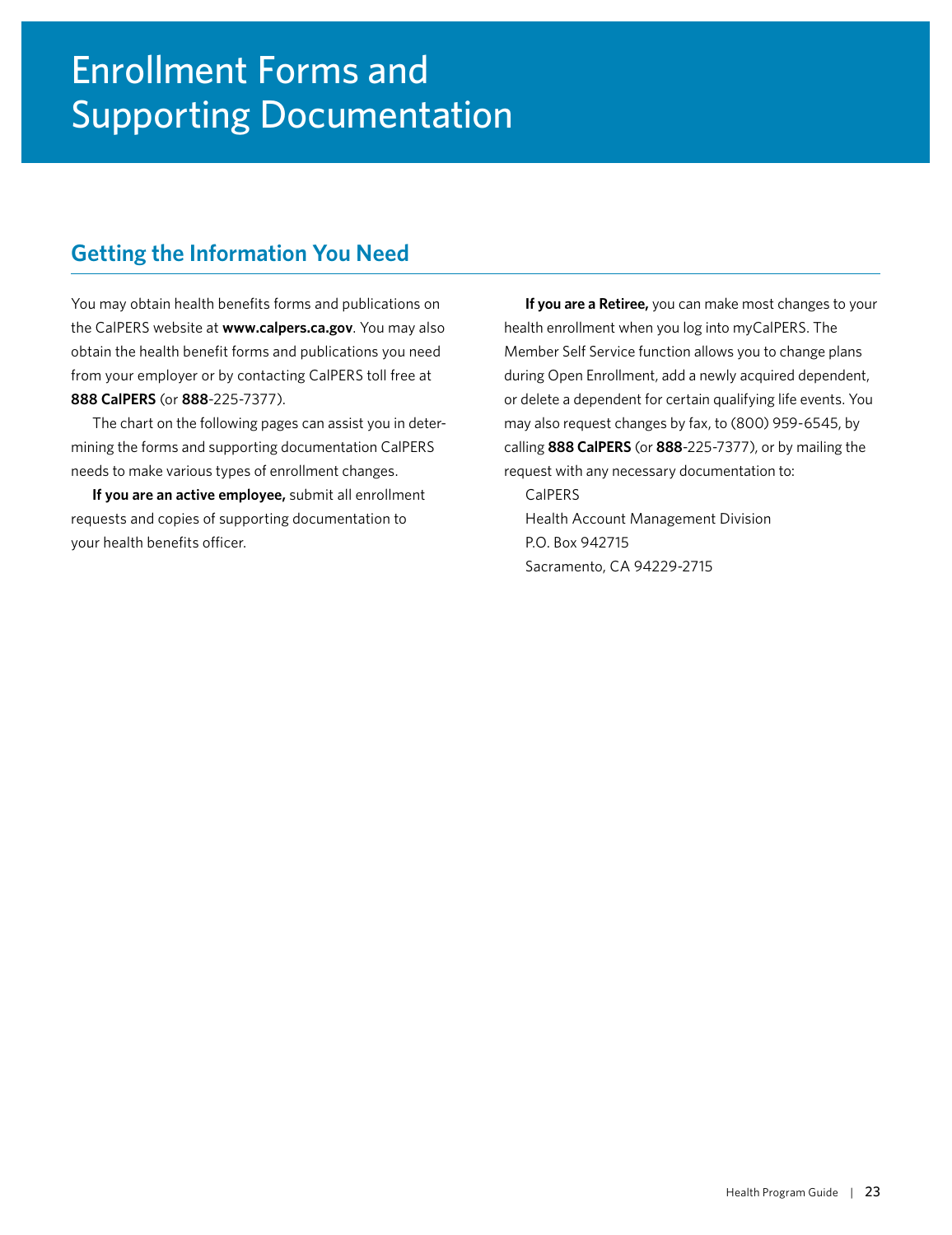# Enrollment Forms and Supporting Documentation

## Getting the Information You Need

You may obtain health benefits forms and publications on the CalPERS website at **www.calpers.ca.gov**. You may also obtain the health benefit forms and publications you need from your employer or by contacting CalPERS toll free at **888 CalPERS** (or **888**-225-7377).

The chart on the following pages can assist you in determining the forms and supporting documentation CalPERS needs to make various types of enrollment changes.

**If you are an active employee,** submit all enrollment requests and copies of supporting documentation to your health benefits officer.

**If you are a Retiree,** you can make most changes to your health enrollment when you log into myCalPERS. The Member Self Service function allows you to change plans during Open Enrollment, add a newly acquired dependent, or delete a dependent for certain qualifying life events. You may also request changes by fax, to (800) 959-6545, by calling **888 CalPERS** (or **888**-225-7377), or by mailing the request with any necessary documentation to:

CalPERS
Health Account Management Division
P.O. Box 942715
Sacramento, CA 94229-2715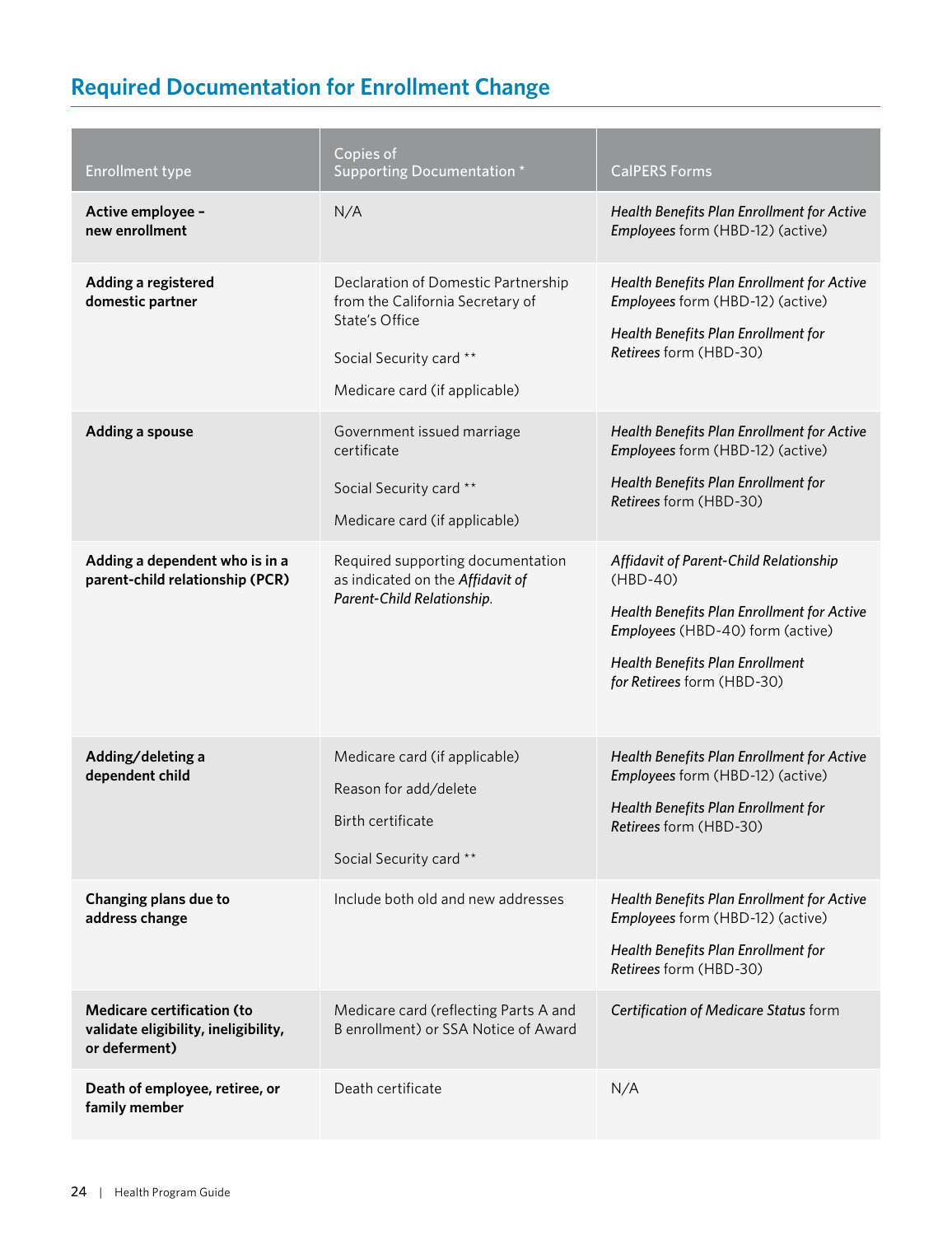## Required Documentation for Enrollment Change

| Enrollment type | Copies of Supporting Documentation * | CalPERS Forms |
|---|---|---|
| **Active employee – new enrollment** | N/A | *Health Benefits Plan Enrollment for Active Employees* form (HBD-12) (active) |
| **Adding a registered domestic partner** | Declaration of Domestic Partnership from the California Secretary of State's Office<br><br>Social Security card **<br><br>Medicare card (if applicable) | *Health Benefits Plan Enrollment for Active Employees* form (HBD-12) (active)<br><br>*Health Benefits Plan Enrollment for Retirees* form (HBD-30) |
| **Adding a spouse** | Government issued marriage certificate<br><br>Social Security card **<br><br>Medicare card (if applicable) | *Health Benefits Plan Enrollment for Active Employees* form (HBD-12) (active)<br><br>*Health Benefits Plan Enrollment for Retirees* form (HBD-30) |
| **Adding a dependent who is in a parent-child relationship (PCR)** | Required supporting documentation as indicated on the *Affidavit of Parent-Child Relationship.* | *Affidavit of Parent-Child Relationship* (HBD-40)<br><br>*Health Benefits Plan Enrollment for Active Employees* (HBD-40) form (active)<br><br>*Health Benefits Plan Enrollment for Retirees* form (HBD-30) |
| **Adding/deleting a dependent child** | Medicare card (if applicable)<br><br>Reason for add/delete<br><br>Birth certificate<br><br>Social Security card ** | *Health Benefits Plan Enrollment for Active Employees* form (HBD-12) (active)<br><br>*Health Benefits Plan Enrollment for Retirees* form (HBD-30) |
| **Changing plans due to address change** | Include both old and new addresses | *Health Benefits Plan Enrollment for Active Employees* form (HBD-12) (active)<br><br>*Health Benefits Plan Enrollment for Retirees* form (HBD-30) |
| **Medicare certification (to validate eligibility, ineligibility, or deferment)** | Medicare card (reflecting Parts A and B enrollment) or SSA Notice of Award | *Certification of Medicare Status* form |
| **Death of employee, retiree, or family member** | Death certificate | N/A |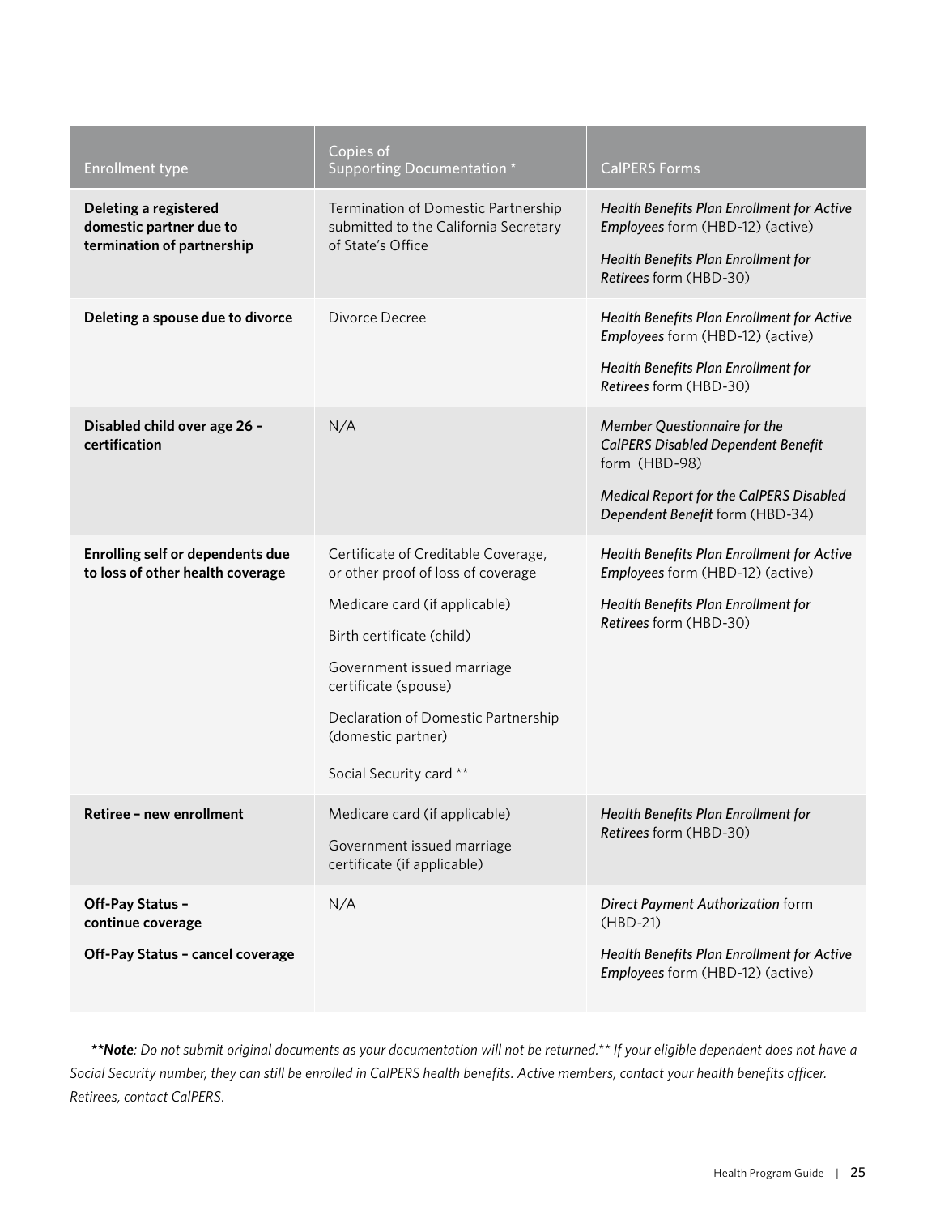| Enrollment type | Copies of Supporting Documentation * | CalPERS Forms |
|---|---|---|
| **Deleting a registered domestic partner due to termination of partnership** | Termination of Domestic Partnership submitted to the California Secretary of State's Office | *Health Benefits Plan Enrollment for Active Employees* form (HBD-12) (active)<br><br>*Health Benefits Plan Enrollment for Retirees* form (HBD-30) |
| **Deleting a spouse due to divorce** | Divorce Decree | *Health Benefits Plan Enrollment for Active Employees* form (HBD-12) (active)<br><br>*Health Benefits Plan Enrollment for Retirees* form (HBD-30) |
| **Disabled child over age 26 – certification** | N/A | *Member Questionnaire for the CalPERS Disabled Dependent Benefit* form (HBD-98)<br><br>*Medical Report for the CalPERS Disabled Dependent Benefit* form (HBD-34) |
| **Enrolling self or dependents due to loss of other health coverage** | Certificate of Creditable Coverage, or other proof of loss of coverage<br><br>Medicare card (if applicable)<br><br>Birth certificate (child)<br><br>Government issued marriage certificate (spouse)<br><br>Declaration of Domestic Partnership (domestic partner)<br><br>Social Security card ** | *Health Benefits Plan Enrollment for Active Employees* form (HBD-12) (active)<br><br>*Health Benefits Plan Enrollment for Retirees* form (HBD-30) |
| **Retiree – new enrollment** | Medicare card (if applicable)<br><br>Government issued marriage certificate (if applicable) | *Health Benefits Plan Enrollment for Retirees* form (HBD-30) |
| **Off-Pay Status – continue coverage**<br><br>**Off-Pay Status – cancel coverage** | N/A | *Direct Payment Authorization* form (HBD-21)<br><br>*Health Benefits Plan Enrollment for Active Employees* form (HBD-12) (active) |

*\*\****Note****: Do not submit original documents as your documentation will not be returned.\*\* If your eligible dependent does not have a Social Security number, they can still be enrolled in CalPERS health benefits. Active members, contact your health benefits officer. Retirees, contact CalPERS.*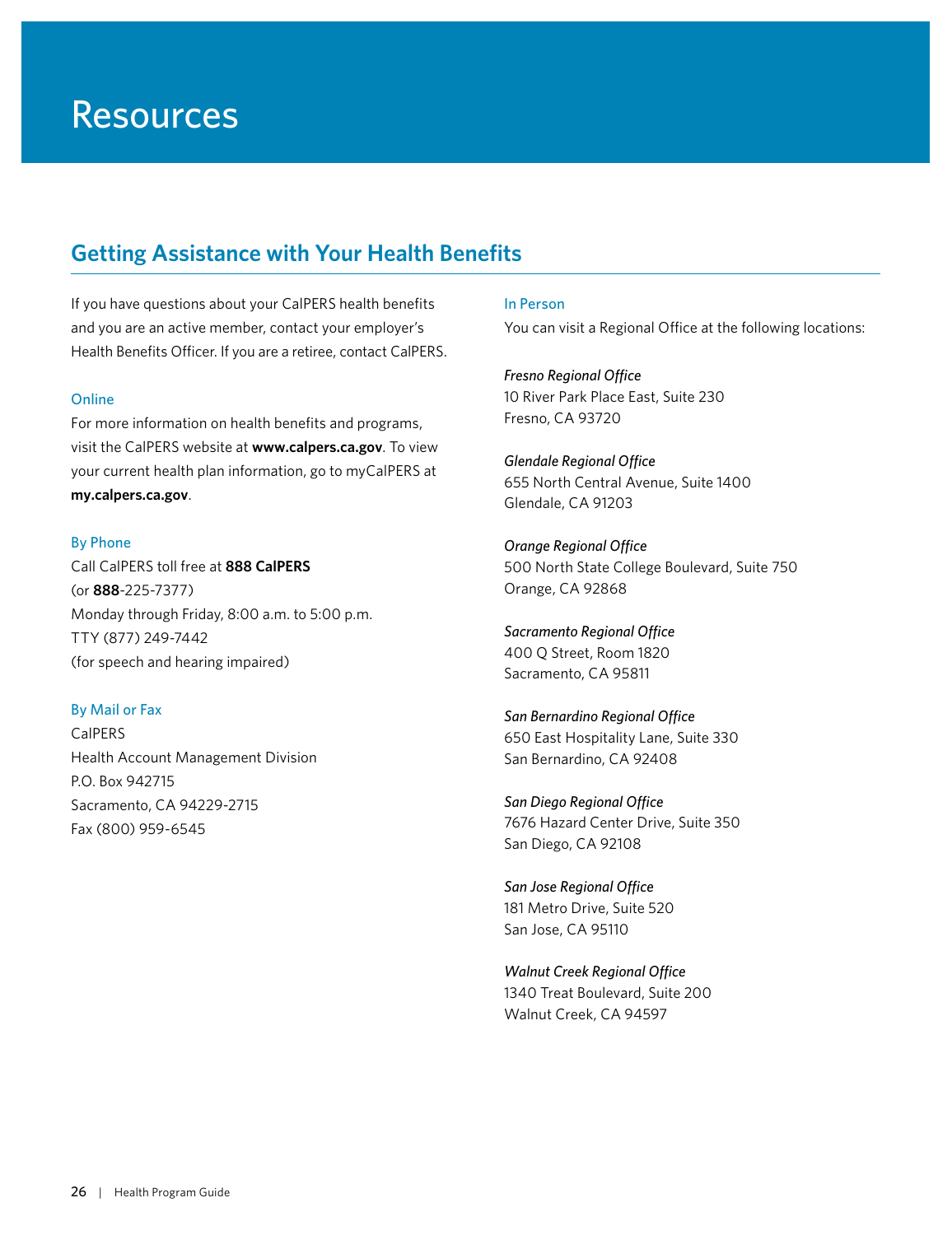# Resources

## Getting Assistance with Your Health Benefits

If you have questions about your CalPERS health benefits and you are an active member, contact your employer's Health Benefits Officer. If you are a retiree, contact CalPERS.

### Online

For more information on health benefits and programs, visit the CalPERS website at **www.calpers.ca.gov**. To view your current health plan information, go to myCalPERS at **my.calpers.ca.gov**.

### By Phone

Call CalPERS toll free at **888 CalPERS**
(or **888**-225-7377)
Monday through Friday, 8:00 a.m. to 5:00 p.m.
TTY (877) 249-7442
(for speech and hearing impaired)

### By Mail or Fax

CalPERS
Health Account Management Division
P.O. Box 942715
Sacramento, CA 94229-2715
Fax (800) 959-6545

### In Person

You can visit a Regional Office at the following locations:

*Fresno Regional Office*
10 River Park Place East, Suite 230
Fresno, CA 93720

*Glendale Regional Office*
655 North Central Avenue, Suite 1400
Glendale, CA 91203

*Orange Regional Office*
500 North State College Boulevard, Suite 750
Orange, CA 92868

*Sacramento Regional Office*
400 Q Street, Room 1820
Sacramento, CA 95811

*San Bernardino Regional Office*
650 East Hospitality Lane, Suite 330
San Bernardino, CA 92408

*San Diego Regional Office*
7676 Hazard Center Drive, Suite 350
San Diego, CA 92108

*San Jose Regional Office*
181 Metro Drive, Suite 520
San Jose, CA 95110

*Walnut Creek Regional Office*
1340 Treat Boulevard, Suite 200
Walnut Creek, CA 94597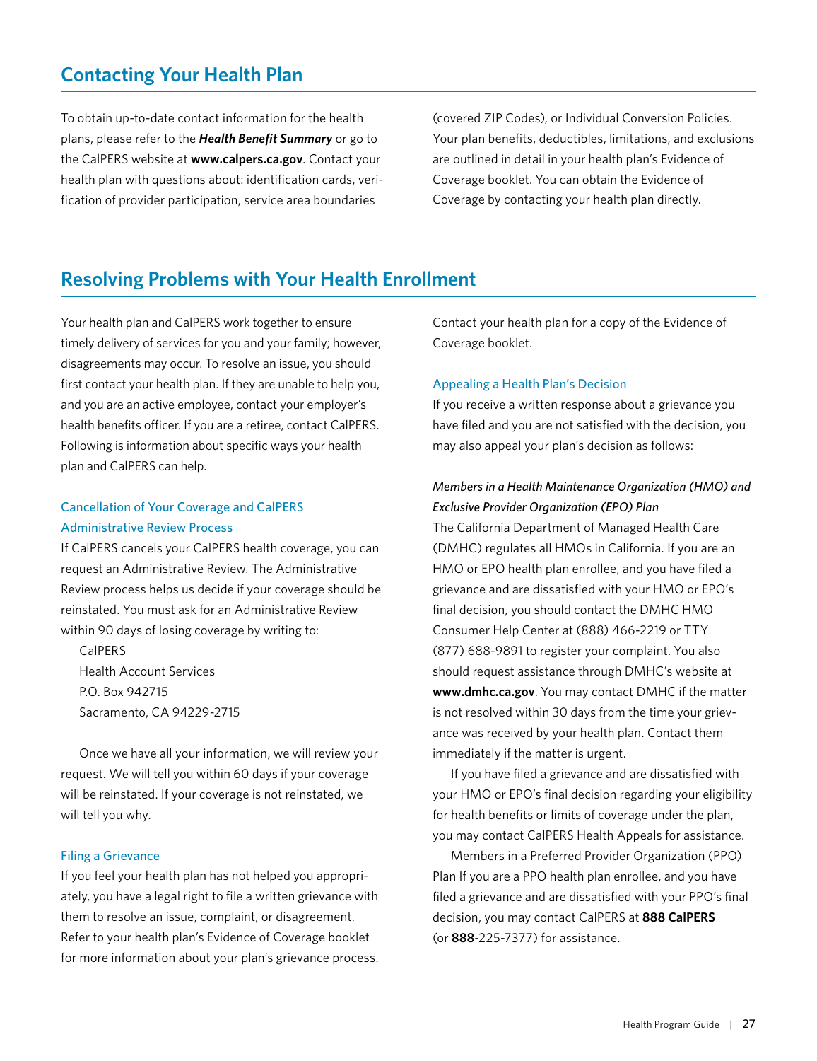## Contacting Your Health Plan

To obtain up-to-date contact information for the health plans, please refer to the ***Health Benefit Summary*** or go to the CalPERS website at **www.calpers.ca.gov**. Contact your health plan with questions about: identification cards, verification of provider participation, service area boundaries (covered ZIP Codes), or Individual Conversion Policies. Your plan benefits, deductibles, limitations, and exclusions are outlined in detail in your health plan's Evidence of Coverage booklet. You can obtain the Evidence of Coverage by contacting your health plan directly.

## Resolving Problems with Your Health Enrollment

Your health plan and CalPERS work together to ensure timely delivery of services for you and your family; however, disagreements may occur. To resolve an issue, you should first contact your health plan. If they are unable to help you, and you are an active employee, contact your employer's health benefits officer. If you are a retiree, contact CalPERS. Following is information about specific ways your health plan and CalPERS can help.

### Cancellation of Your Coverage and CalPERS Administrative Review Process

If CalPERS cancels your CalPERS health coverage, you can request an Administrative Review. The Administrative Review process helps us decide if your coverage should be reinstated. You must ask for an Administrative Review within 90 days of losing coverage by writing to:

CalPERS
Health Account Services
P.O. Box 942715
Sacramento, CA 94229-2715

Once we have all your information, we will review your request. We will tell you within 60 days if your coverage will be reinstated. If your coverage is not reinstated, we will tell you why.

### Filing a Grievance

If you feel your health plan has not helped you appropriately, you have a legal right to file a written grievance with them to resolve an issue, complaint, or disagreement. Refer to your health plan's Evidence of Coverage booklet for more information about your plan's grievance process. Contact your health plan for a copy of the Evidence of Coverage booklet.

### Appealing a Health Plan's Decision

If you receive a written response about a grievance you have filed and you are not satisfied with the decision, you may also appeal your plan's decision as follows:

*Members in a Health Maintenance Organization (HMO) and Exclusive Provider Organization (EPO) Plan*

The California Department of Managed Health Care (DMHC) regulates all HMOs in California. If you are an HMO or EPO health plan enrollee, and you have filed a grievance and are dissatisfied with your HMO or EPO's final decision, you should contact the DMHC HMO Consumer Help Center at (888) 466-2219 or TTY (877) 688-9891 to register your complaint. You also should request assistance through DMHC's website at **www.dmhc.ca.gov**. You may contact DMHC if the matter is not resolved within 30 days from the time your grievance was received by your health plan. Contact them immediately if the matter is urgent.

If you have filed a grievance and are dissatisfied with your HMO or EPO's final decision regarding your eligibility for health benefits or limits of coverage under the plan, you may contact CalPERS Health Appeals for assistance.

Members in a Preferred Provider Organization (PPO) Plan If you are a PPO health plan enrollee, and you have filed a grievance and are dissatisfied with your PPO's final decision, you may contact CalPERS at **888 CalPERS** (or **888**-225-7377) for assistance.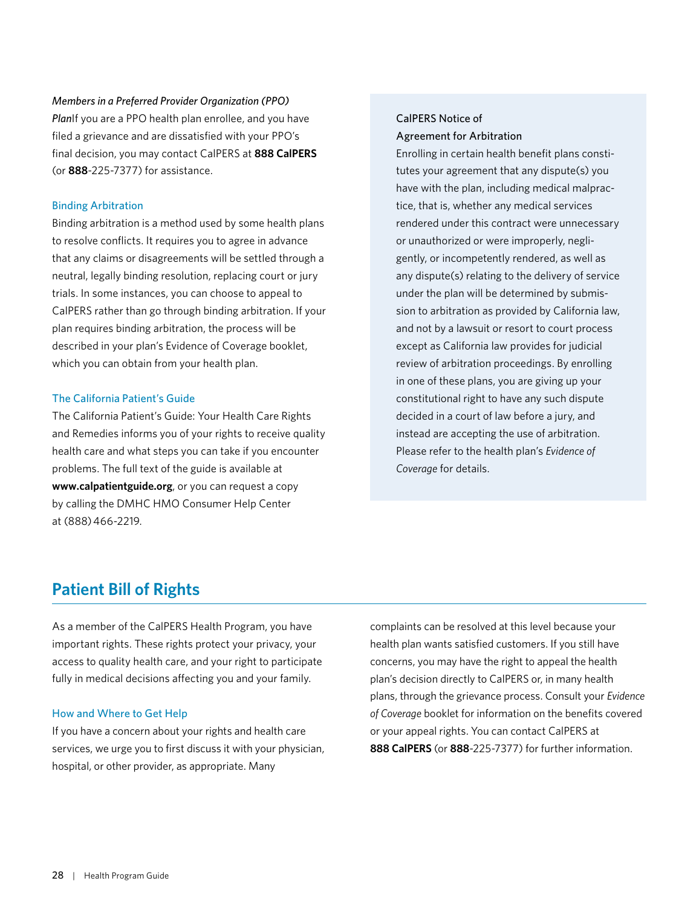*Members in a Preferred Provider Organization (PPO) Plan*If you are a PPO health plan enrollee, and you have filed a grievance and are dissatisfied with your PPO's final decision, you may contact CalPERS at **888 CalPERS** (or **888**-225-7377) for assistance.

### Binding Arbitration

Binding arbitration is a method used by some health plans to resolve conflicts. It requires you to agree in advance that any claims or disagreements will be settled through a neutral, legally binding resolution, replacing court or jury trials. In some instances, you can choose to appeal to CalPERS rather than go through binding arbitration. If your plan requires binding arbitration, the process will be described in your plan's Evidence of Coverage booklet, which you can obtain from your health plan.

### The California Patient's Guide

The California Patient's Guide: Your Health Care Rights and Remedies informs you of your rights to receive quality health care and what steps you can take if you encounter problems. The full text of the guide is available at **www.calpatientguide.org**, or you can request a copy by calling the DMHC HMO Consumer Help Center at (888) 466-2219.

### CalPERS Notice of Agreement for Arbitration

Enrolling in certain health benefit plans constitutes your agreement that any dispute(s) you have with the plan, including medical malpractice, that is, whether any medical services rendered under this contract were unnecessary or unauthorized or were improperly, negligently, or incompetently rendered, as well as any dispute(s) relating to the delivery of service under the plan will be determined by submission to arbitration as provided by California law, and not by a lawsuit or resort to court process except as California law provides for judicial review of arbitration proceedings. By enrolling in one of these plans, you are giving up your constitutional right to have any such dispute decided in a court of law before a jury, and instead are accepting the use of arbitration. Please refer to the health plan's *Evidence of Coverage* for details.

## Patient Bill of Rights

As a member of the CalPERS Health Program, you have important rights. These rights protect your privacy, your access to quality health care, and your right to participate fully in medical decisions affecting you and your family.

### How and Where to Get Help

If you have a concern about your rights and health care services, we urge you to first discuss it with your physician, hospital, or other provider, as appropriate. Many complaints can be resolved at this level because your health plan wants satisfied customers. If you still have concerns, you may have the right to appeal the health plan's decision directly to CalPERS or, in many health plans, through the grievance process. Consult your *Evidence of Coverage* booklet for information on the benefits covered or your appeal rights. You can contact CalPERS at **888 CalPERS** (or **888**-225-7377) for further information.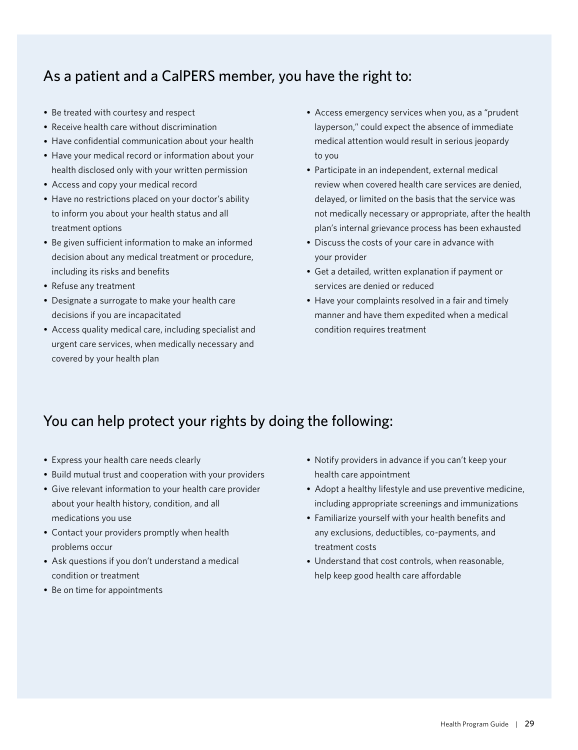## As a patient and a CalPERS member, you have the right to:

- Be treated with courtesy and respect
- Receive health care without discrimination
- Have confidential communication about your health
- Have your medical record or information about your health disclosed only with your written permission
- Access and copy your medical record
- Have no restrictions placed on your doctor's ability to inform you about your health status and all treatment options
- Be given sufficient information to make an informed decision about any medical treatment or procedure, including its risks and benefits
- Refuse any treatment
- Designate a surrogate to make your health care decisions if you are incapacitated
- Access quality medical care, including specialist and urgent care services, when medically necessary and covered by your health plan
- Access emergency services when you, as a "prudent layperson," could expect the absence of immediate medical attention would result in serious jeopardy to you
- Participate in an independent, external medical review when covered health care services are denied, delayed, or limited on the basis that the service was not medically necessary or appropriate, after the health plan's internal grievance process has been exhausted
- Discuss the costs of your care in advance with your provider
- Get a detailed, written explanation if payment or services are denied or reduced
- Have your complaints resolved in a fair and timely manner and have them expedited when a medical condition requires treatment

## You can help protect your rights by doing the following:

- Express your health care needs clearly
- Build mutual trust and cooperation with your providers
- Give relevant information to your health care provider about your health history, condition, and all medications you use
- Contact your providers promptly when health problems occur
- Ask questions if you don't understand a medical condition or treatment
- Be on time for appointments
- Notify providers in advance if you can't keep your health care appointment
- Adopt a healthy lifestyle and use preventive medicine, including appropriate screenings and immunizations
- Familiarize yourself with your health benefits and any exclusions, deductibles, co-payments, and treatment costs
- Understand that cost controls, when reasonable, help keep good health care affordable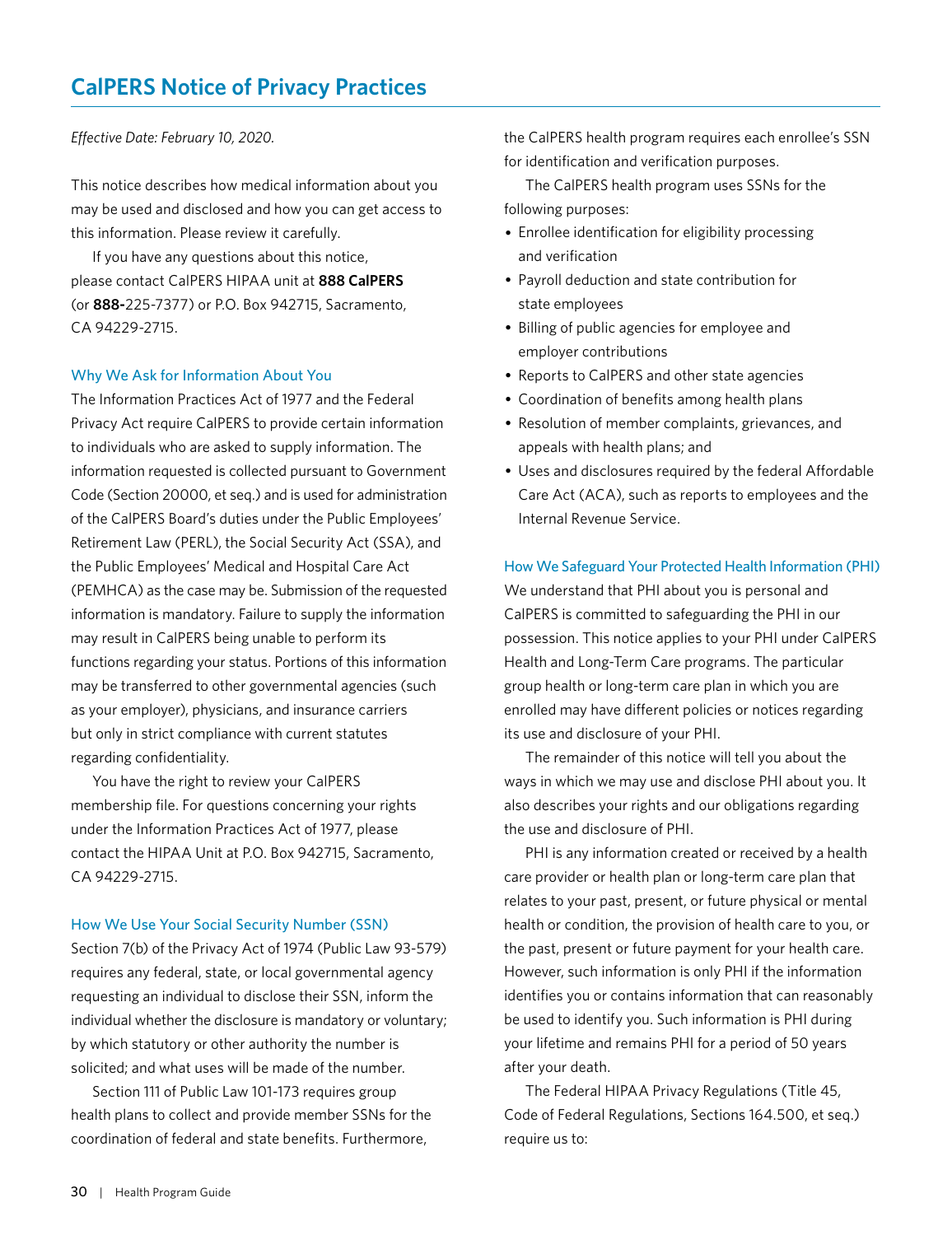# CalPERS Notice of Privacy Practices

*Effective Date: February 10, 2020.*

This notice describes how medical information about you may be used and disclosed and how you can get access to this information. Please review it carefully.

If you have any questions about this notice, please contact CalPERS HIPAA unit at **888 CalPERS** (or **888-**225-7377) or P.O. Box 942715, Sacramento, CA 94229-2715.

## Why We Ask for Information About You

The Information Practices Act of 1977 and the Federal Privacy Act require CalPERS to provide certain information to individuals who are asked to supply information. The information requested is collected pursuant to Government Code (Section 20000, et seq.) and is used for administration of the CalPERS Board's duties under the Public Employees' Retirement Law (PERL), the Social Security Act (SSA), and the Public Employees' Medical and Hospital Care Act (PEMHCA) as the case may be. Submission of the requested information is mandatory. Failure to supply the information may result in CalPERS being unable to perform its functions regarding your status. Portions of this information may be transferred to other governmental agencies (such as your employer), physicians, and insurance carriers but only in strict compliance with current statutes regarding confidentiality.

You have the right to review your CalPERS membership file. For questions concerning your rights under the Information Practices Act of 1977, please contact the HIPAA Unit at P.O. Box 942715, Sacramento, CA 94229-2715.

## How We Use Your Social Security Number (SSN)

Section 7(b) of the Privacy Act of 1974 (Public Law 93-579) requires any federal, state, or local governmental agency requesting an individual to disclose their SSN, inform the individual whether the disclosure is mandatory or voluntary; by which statutory or other authority the number is solicited; and what uses will be made of the number.

Section 111 of Public Law 101-173 requires group health plans to collect and provide member SSNs for the coordination of federal and state benefits. Furthermore, the CalPERS health program requires each enrollee's SSN for identification and verification purposes.

The CalPERS health program uses SSNs for the following purposes:

- Enrollee identification for eligibility processing and verification
- Payroll deduction and state contribution for state employees
- Billing of public agencies for employee and employer contributions
- Reports to CalPERS and other state agencies
- Coordination of benefits among health plans
- Resolution of member complaints, grievances, and appeals with health plans; and
- Uses and disclosures required by the federal Affordable Care Act (ACA), such as reports to employees and the Internal Revenue Service.

## How We Safeguard Your Protected Health Information (PHI)

We understand that PHI about you is personal and CalPERS is committed to safeguarding the PHI in our possession. This notice applies to your PHI under CalPERS Health and Long-Term Care programs. The particular group health or long-term care plan in which you are enrolled may have different policies or notices regarding its use and disclosure of your PHI.

The remainder of this notice will tell you about the ways in which we may use and disclose PHI about you. It also describes your rights and our obligations regarding the use and disclosure of PHI.

PHI is any information created or received by a health care provider or health plan or long-term care plan that relates to your past, present, or future physical or mental health or condition, the provision of health care to you, or the past, present or future payment for your health care. However, such information is only PHI if the information identifies you or contains information that can reasonably be used to identify you. Such information is PHI during your lifetime and remains PHI for a period of 50 years after your death.

The Federal HIPAA Privacy Regulations (Title 45, Code of Federal Regulations, Sections 164.500, et seq.) require us to: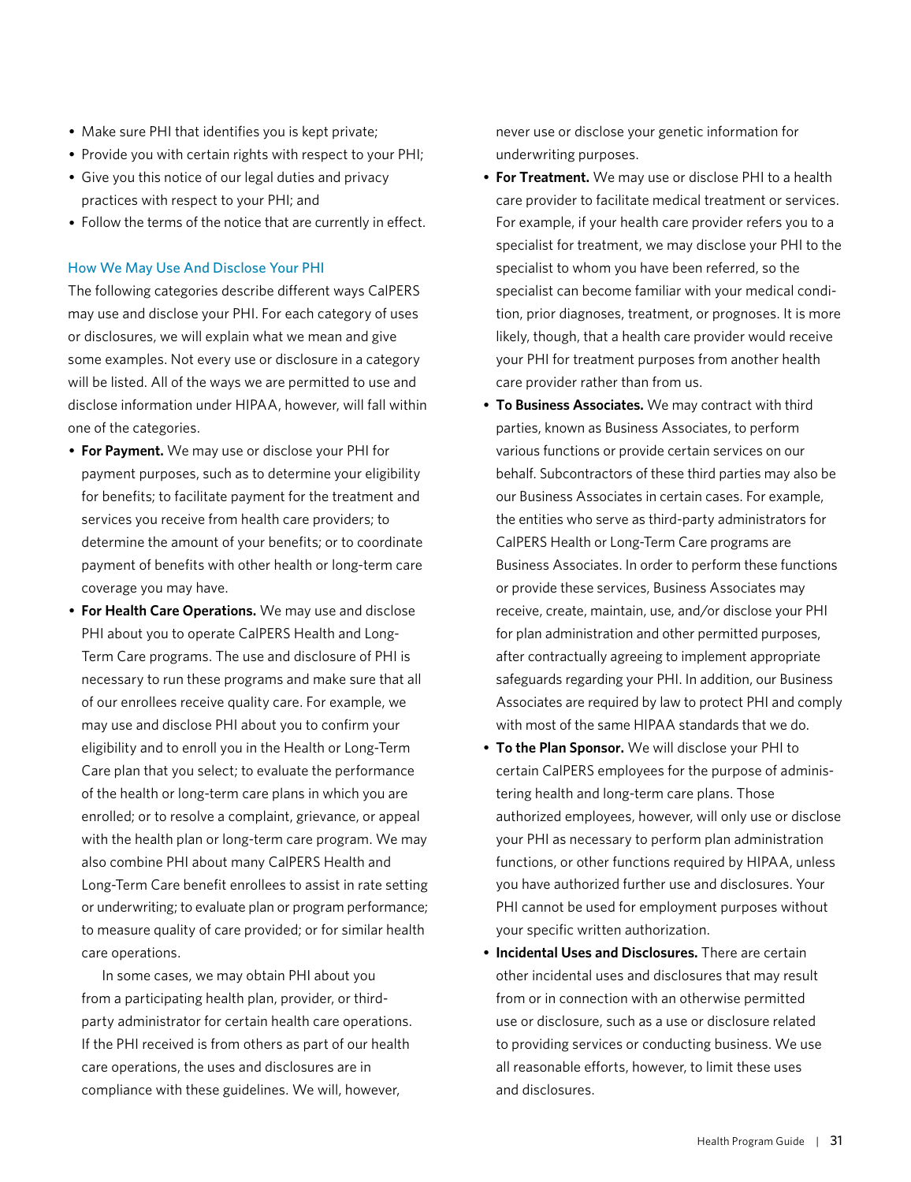- Make sure PHI that identifies you is kept private;
- Provide you with certain rights with respect to your PHI;
- Give you this notice of our legal duties and privacy practices with respect to your PHI; and
- Follow the terms of the notice that are currently in effect.

### How We May Use And Disclose Your PHI

The following categories describe different ways CalPERS may use and disclose your PHI. For each category of uses or disclosures, we will explain what we mean and give some examples. Not every use or disclosure in a category will be listed. All of the ways we are permitted to use and disclose information under HIPAA, however, will fall within one of the categories.

- **For Payment.** We may use or disclose your PHI for payment purposes, such as to determine your eligibility for benefits; to facilitate payment for the treatment and services you receive from health care providers; to determine the amount of your benefits; or to coordinate payment of benefits with other health or long-term care coverage you may have.
- **For Health Care Operations.** We may use and disclose PHI about you to operate CalPERS Health and Long-Term Care programs. The use and disclosure of PHI is necessary to run these programs and make sure that all of our enrollees receive quality care. For example, we may use and disclose PHI about you to confirm your eligibility and to enroll you in the Health or Long-Term Care plan that you select; to evaluate the performance of the health or long-term care plans in which you are enrolled; or to resolve a complaint, grievance, or appeal with the health plan or long-term care program. We may also combine PHI about many CalPERS Health and Long-Term Care benefit enrollees to assist in rate setting or underwriting; to evaluate plan or program performance; to measure quality of care provided; or for similar health care operations.

  In some cases, we may obtain PHI about you from a participating health plan, provider, or third-party administrator for certain health care operations. If the PHI received is from others as part of our health care operations, the uses and disclosures are in compliance with these guidelines. We will, however, never use or disclose your genetic information for underwriting purposes.
- **For Treatment.** We may use or disclose PHI to a health care provider to facilitate medical treatment or services. For example, if your health care provider refers you to a specialist for treatment, we may disclose your PHI to the specialist to whom you have been referred, so the specialist can become familiar with your medical condition, prior diagnoses, treatment, or prognoses. It is more likely, though, that a health care provider would receive your PHI for treatment purposes from another health care provider rather than from us.
- **To Business Associates.** We may contract with third parties, known as Business Associates, to perform various functions or provide certain services on our behalf. Subcontractors of these third parties may also be our Business Associates in certain cases. For example, the entities who serve as third-party administrators for CalPERS Health or Long-Term Care programs are Business Associates. In order to perform these functions or provide these services, Business Associates may receive, create, maintain, use, and/or disclose your PHI for plan administration and other permitted purposes, after contractually agreeing to implement appropriate safeguards regarding your PHI. In addition, our Business Associates are required by law to protect PHI and comply with most of the same HIPAA standards that we do.
- **To the Plan Sponsor.** We will disclose your PHI to certain CalPERS employees for the purpose of administering health and long-term care plans. Those authorized employees, however, will only use or disclose your PHI as necessary to perform plan administration functions, or other functions required by HIPAA, unless you have authorized further use and disclosures. Your PHI cannot be used for employment purposes without your specific written authorization.
- **Incidental Uses and Disclosures.** There are certain other incidental uses and disclosures that may result from or in connection with an otherwise permitted use or disclosure, such as a use or disclosure related to providing services or conducting business. We use all reasonable efforts, however, to limit these uses and disclosures.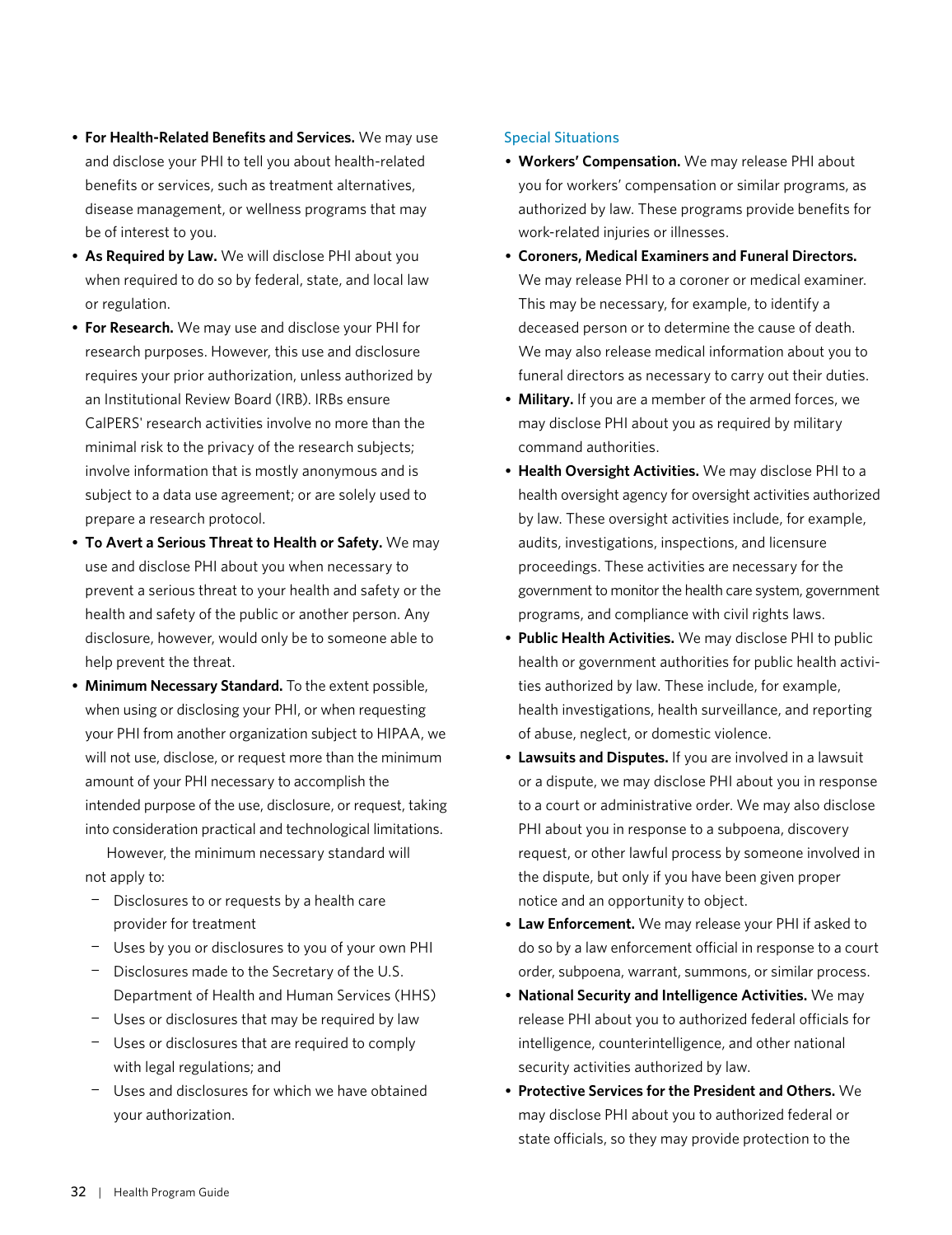- **For Health-Related Benefits and Services.** We may use and disclose your PHI to tell you about health-related benefits or services, such as treatment alternatives, disease management, or wellness programs that may be of interest to you.
- **As Required by Law.** We will disclose PHI about you when required to do so by federal, state, and local law or regulation.
- **For Research.** We may use and disclose your PHI for research purposes. However, this use and disclosure requires your prior authorization, unless authorized by an Institutional Review Board (IRB). IRBs ensure CalPERS' research activities involve no more than the minimal risk to the privacy of the research subjects; involve information that is mostly anonymous and is subject to a data use agreement; or are solely used to prepare a research protocol.
- **To Avert a Serious Threat to Health or Safety.** We may use and disclose PHI about you when necessary to prevent a serious threat to your health and safety or the health and safety of the public or another person. Any disclosure, however, would only be to someone able to help prevent the threat.
- **Minimum Necessary Standard.** To the extent possible, when using or disclosing your PHI, or when requesting your PHI from another organization subject to HIPAA, we will not use, disclose, or request more than the minimum amount of your PHI necessary to accomplish the intended purpose of the use, disclosure, or request, taking into consideration practical and technological limitations.

  However, the minimum necessary standard will not apply to:
  - Disclosures to or requests by a health care provider for treatment
  - Uses by you or disclosures to you of your own PHI
  - Disclosures made to the Secretary of the U.S. Department of Health and Human Services (HHS)
  - Uses or disclosures that may be required by law
  - Uses or disclosures that are required to comply with legal regulations; and
  - Uses and disclosures for which we have obtained your authorization.

### Special Situations

- **Workers' Compensation.** We may release PHI about you for workers' compensation or similar programs, as authorized by law. These programs provide benefits for work-related injuries or illnesses.
- **Coroners, Medical Examiners and Funeral Directors.** We may release PHI to a coroner or medical examiner. This may be necessary, for example, to identify a deceased person or to determine the cause of death. We may also release medical information about you to funeral directors as necessary to carry out their duties.
- **Military.** If you are a member of the armed forces, we may disclose PHI about you as required by military command authorities.
- **Health Oversight Activities.** We may disclose PHI to a health oversight agency for oversight activities authorized by law. These oversight activities include, for example, audits, investigations, inspections, and licensure proceedings. These activities are necessary for the government to monitor the health care system, government programs, and compliance with civil rights laws.
- **Public Health Activities.** We may disclose PHI to public health or government authorities for public health activities authorized by law. These include, for example, health investigations, health surveillance, and reporting of abuse, neglect, or domestic violence.
- **Lawsuits and Disputes.** If you are involved in a lawsuit or a dispute, we may disclose PHI about you in response to a court or administrative order. We may also disclose PHI about you in response to a subpoena, discovery request, or other lawful process by someone involved in the dispute, but only if you have been given proper notice and an opportunity to object.
- **Law Enforcement.** We may release your PHI if asked to do so by a law enforcement official in response to a court order, subpoena, warrant, summons, or similar process.
- **National Security and Intelligence Activities.** We may release PHI about you to authorized federal officials for intelligence, counterintelligence, and other national security activities authorized by law.
- **Protective Services for the President and Others.** We may disclose PHI about you to authorized federal or state officials, so they may provide protection to the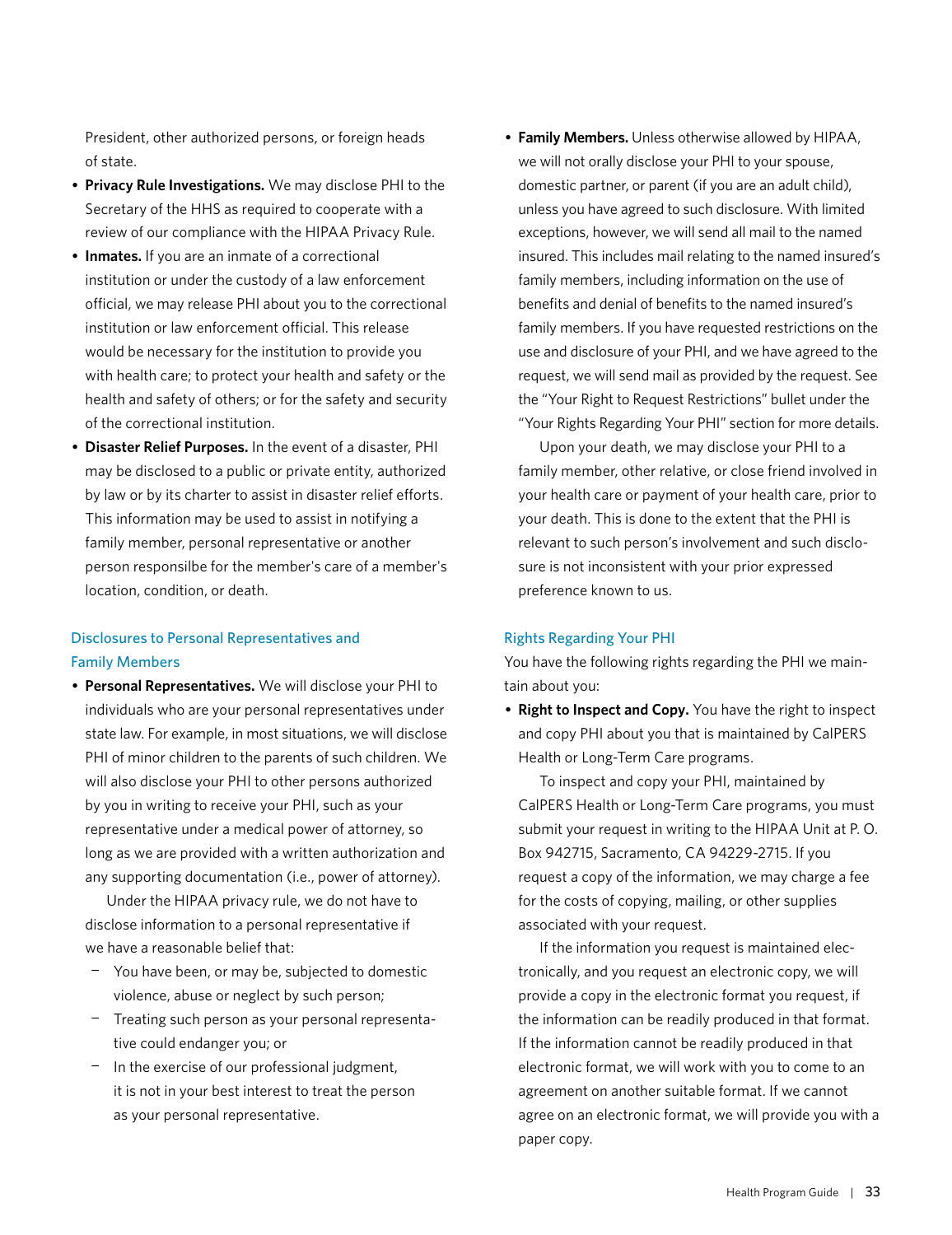President, other authorized persons, or foreign heads of state.

- **Privacy Rule Investigations.** We may disclose PHI to the Secretary of the HHS as required to cooperate with a review of our compliance with the HIPAA Privacy Rule.
- **Inmates.** If you are an inmate of a correctional institution or under the custody of a law enforcement official, we may release PHI about you to the correctional institution or law enforcement official. This release would be necessary for the institution to provide you with health care; to protect your health and safety or the health and safety of others; or for the safety and security of the correctional institution.
- **Disaster Relief Purposes.** In the event of a disaster, PHI may be disclosed to a public or private entity, authorized by law or by its charter to assist in disaster relief efforts. This information may be used to assist in notifying a family member, personal representative or another person responsilbe for the member's care of a member's location, condition, or death.

### Disclosures to Personal Representatives and Family Members

- **Personal Representatives.** We will disclose your PHI to individuals who are your personal representatives under state law. For example, in most situations, we will disclose PHI of minor children to the parents of such children. We will also disclose your PHI to other persons authorized by you in writing to receive your PHI, such as your representative under a medical power of attorney, so long as we are provided with a written authorization and any supporting documentation (i.e., power of attorney).

  Under the HIPAA privacy rule, we do not have to disclose information to a personal representative if we have a reasonable belief that:

  - You have been, or may be, subjected to domestic violence, abuse or neglect by such person;
  - Treating such person as your personal representative could endanger you; or
  - In the exercise of our professional judgment, it is not in your best interest to treat the person as your personal representative.

- **Family Members.** Unless otherwise allowed by HIPAA, we will not orally disclose your PHI to your spouse, domestic partner, or parent (if you are an adult child), unless you have agreed to such disclosure. With limited exceptions, however, we will send all mail to the named insured. This includes mail relating to the named insured's family members, including information on the use of benefits and denial of benefits to the named insured's family members. If you have requested restrictions on the use and disclosure of your PHI, and we have agreed to the request, we will send mail as provided by the request. See the "Your Right to Request Restrictions" bullet under the "Your Rights Regarding Your PHI" section for more details.

  Upon your death, we may disclose your PHI to a family member, other relative, or close friend involved in your health care or payment of your health care, prior to your death. This is done to the extent that the PHI is relevant to such person's involvement and such disclosure is not inconsistent with your prior expressed preference known to us.

### Rights Regarding Your PHI

You have the following rights regarding the PHI we maintain about you:

- **Right to Inspect and Copy.** You have the right to inspect and copy PHI about you that is maintained by CalPERS Health or Long-Term Care programs.

  To inspect and copy your PHI, maintained by CalPERS Health or Long-Term Care programs, you must submit your request in writing to the HIPAA Unit at P. O. Box 942715, Sacramento, CA 94229-2715. If you request a copy of the information, we may charge a fee for the costs of copying, mailing, or other supplies associated with your request.

  If the information you request is maintained electronically, and you request an electronic copy, we will provide a copy in the electronic format you request, if the information can be readily produced in that format. If the information cannot be readily produced in that electronic format, we will work with you to come to an agreement on another suitable format. If we cannot agree on an electronic format, we will provide you with a paper copy.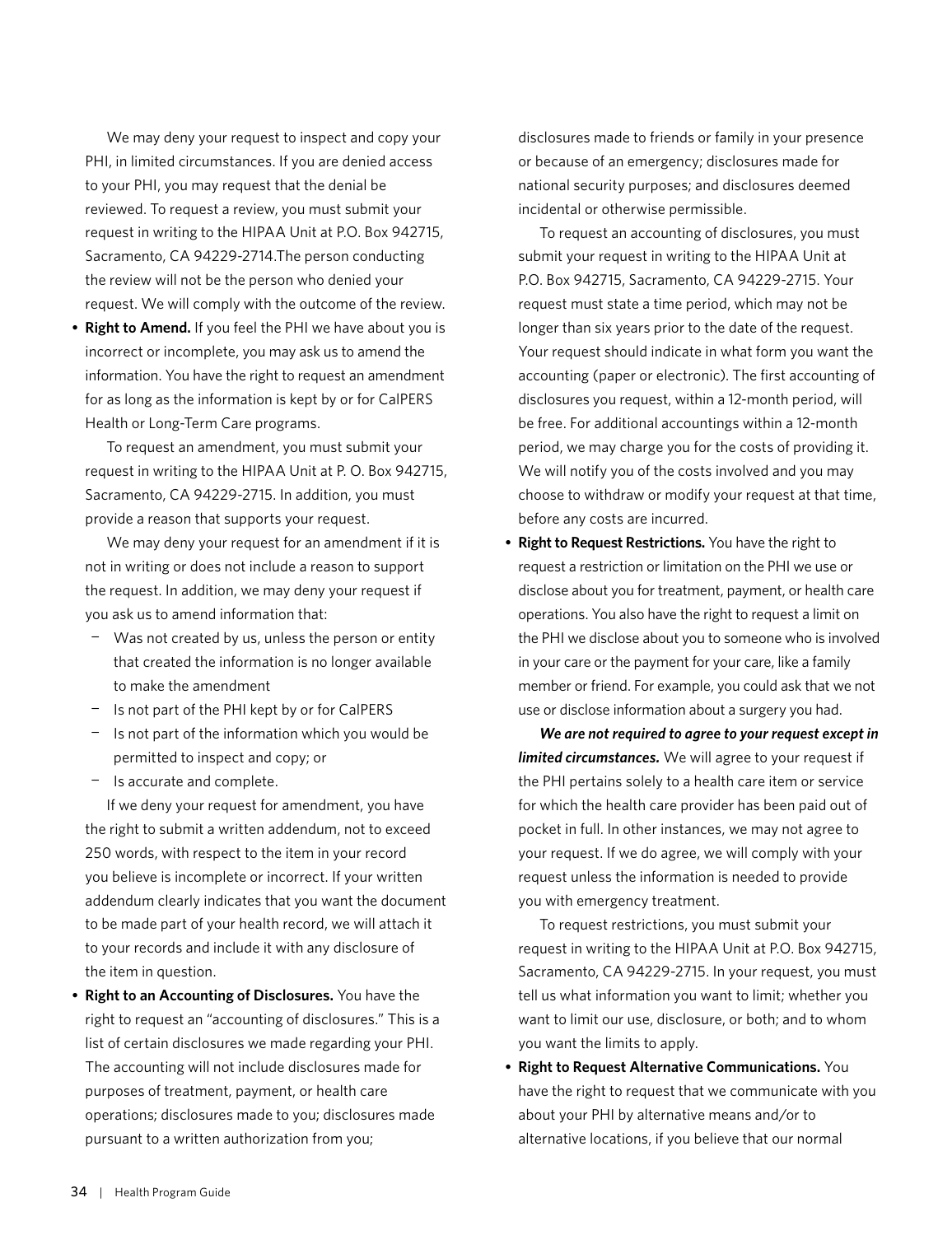We may deny your request to inspect and copy your PHI, in limited circumstances. If you are denied access to your PHI, you may request that the denial be reviewed. To request a review, you must submit your request in writing to the HIPAA Unit at P.O. Box 942715, Sacramento, CA 94229-2714.The person conducting the review will not be the person who denied your request. We will comply with the outcome of the review.

- **Right to Amend.** If you feel the PHI we have about you is incorrect or incomplete, you may ask us to amend the information. You have the right to request an amendment for as long as the information is kept by or for CalPERS Health or Long-Term Care programs.

  To request an amendment, you must submit your request in writing to the HIPAA Unit at P. O. Box 942715, Sacramento, CA 94229-2715. In addition, you must provide a reason that supports your request.

  We may deny your request for an amendment if it is not in writing or does not include a reason to support the request. In addition, we may deny your request if you ask us to amend information that:

  - Was not created by us, unless the person or entity that created the information is no longer available to make the amendment
  - Is not part of the PHI kept by or for CalPERS
  - Is not part of the information which you would be permitted to inspect and copy; or
  - Is accurate and complete.

  If we deny your request for amendment, you have the right to submit a written addendum, not to exceed 250 words, with respect to the item in your record you believe is incomplete or incorrect. If your written addendum clearly indicates that you want the document to be made part of your health record, we will attach it to your records and include it with any disclosure of the item in question.

- **Right to an Accounting of Disclosures.** You have the right to request an "accounting of disclosures." This is a list of certain disclosures we made regarding your PHI. The accounting will not include disclosures made for purposes of treatment, payment, or health care operations; disclosures made to you; disclosures made pursuant to a written authorization from you; disclosures made to friends or family in your presence or because of an emergency; disclosures made for national security purposes; and disclosures deemed incidental or otherwise permissible.

  To request an accounting of disclosures, you must submit your request in writing to the HIPAA Unit at P.O. Box 942715, Sacramento, CA 94229-2715. Your request must state a time period, which may not be longer than six years prior to the date of the request. Your request should indicate in what form you want the accounting (paper or electronic). The first accounting of disclosures you request, within a 12-month period, will be free. For additional accountings within a 12-month period, we may charge you for the costs of providing it. We will notify you of the costs involved and you may choose to withdraw or modify your request at that time, before any costs are incurred.

- **Right to Request Restrictions.** You have the right to request a restriction or limitation on the PHI we use or disclose about you for treatment, payment, or health care operations. You also have the right to request a limit on the PHI we disclose about you to someone who is involved in your care or the payment for your care, like a family member or friend. For example, you could ask that we not use or disclose information about a surgery you had.

  ***We are not required to agree to your request except in limited circumstances.*** We will agree to your request if the PHI pertains solely to a health care item or service for which the health care provider has been paid out of pocket in full. In other instances, we may not agree to your request. If we do agree, we will comply with your request unless the information is needed to provide you with emergency treatment.

  To request restrictions, you must submit your request in writing to the HIPAA Unit at P.O. Box 942715, Sacramento, CA 94229-2715. In your request, you must tell us what information you want to limit; whether you want to limit our use, disclosure, or both; and to whom you want the limits to apply.

- **Right to Request Alternative Communications.** You have the right to request that we communicate with you about your PHI by alternative means and/or to alternative locations, if you believe that our normal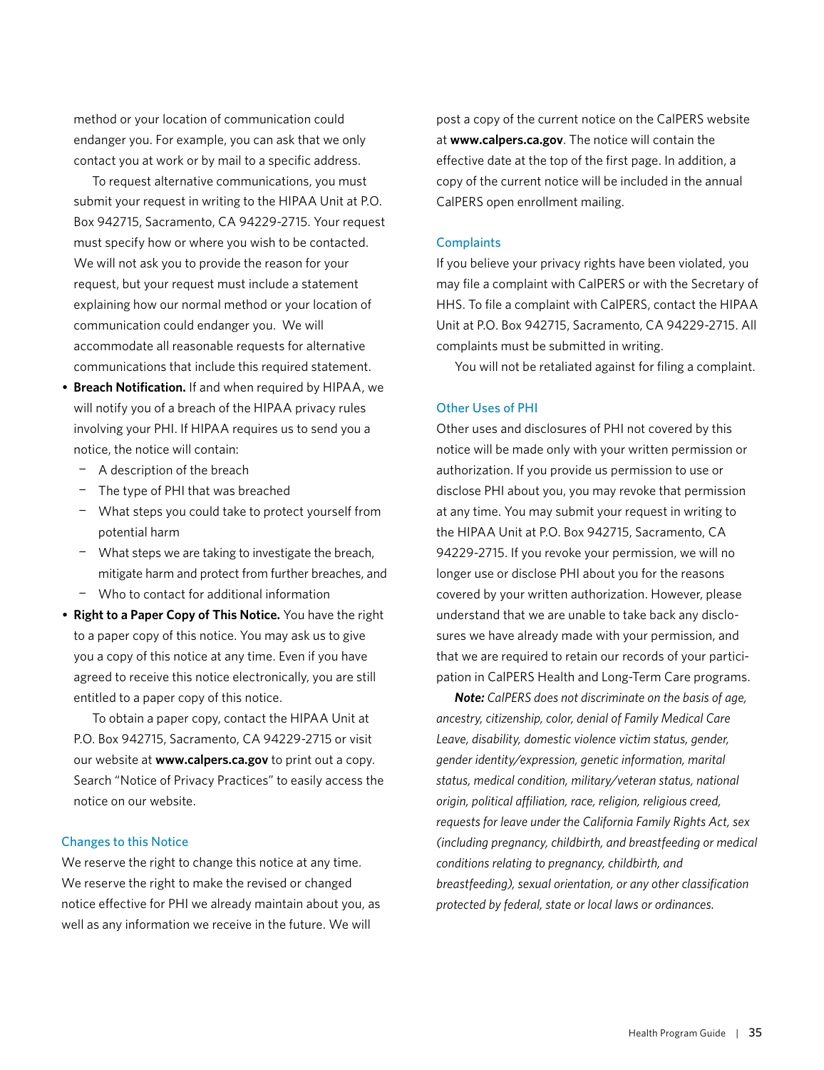method or your location of communication could endanger you. For example, you can ask that we only contact you at work or by mail to a specific address.

To request alternative communications, you must submit your request in writing to the HIPAA Unit at P.O. Box 942715, Sacramento, CA 94229-2715. Your request must specify how or where you wish to be contacted. We will not ask you to provide the reason for your request, but your request must include a statement explaining how our normal method or your location of communication could endanger you. We will accommodate all reasonable requests for alternative communications that include this required statement.

- **Breach Notification.** If and when required by HIPAA, we will notify you of a breach of the HIPAA privacy rules involving your PHI. If HIPAA requires us to send you a notice, the notice will contain:
  - A description of the breach
  - The type of PHI that was breached
  - What steps you could take to protect yourself from potential harm
  - What steps we are taking to investigate the breach, mitigate harm and protect from further breaches, and
  - Who to contact for additional information
- **Right to a Paper Copy of This Notice.** You have the right to a paper copy of this notice. You may ask us to give you a copy of this notice at any time. Even if you have agreed to receive this notice electronically, you are still entitled to a paper copy of this notice.

  To obtain a paper copy, contact the HIPAA Unit at P.O. Box 942715, Sacramento, CA 94229-2715 or visit our website at **www.calpers.ca.gov** to print out a copy. Search "Notice of Privacy Practices" to easily access the notice on our website.

### Changes to this Notice

We reserve the right to change this notice at any time. We reserve the right to make the revised or changed notice effective for PHI we already maintain about you, as well as any information we receive in the future. We will post a copy of the current notice on the CalPERS website at **www.calpers.ca.gov**. The notice will contain the effective date at the top of the first page. In addition, a copy of the current notice will be included in the annual CalPERS open enrollment mailing.

### Complaints

If you believe your privacy rights have been violated, you may file a complaint with CalPERS or with the Secretary of HHS. To file a complaint with CalPERS, contact the HIPAA Unit at P.O. Box 942715, Sacramento, CA 94229-2715. All complaints must be submitted in writing.

You will not be retaliated against for filing a complaint.

### Other Uses of PHI

Other uses and disclosures of PHI not covered by this notice will be made only with your written permission or authorization. If you provide us permission to use or disclose PHI about you, you may revoke that permission at any time. You may submit your request in writing to the HIPAA Unit at P.O. Box 942715, Sacramento, CA 94229-2715. If you revoke your permission, we will no longer use or disclose PHI about you for the reasons covered by your written authorization. However, please understand that we are unable to take back any disclosures we have already made with your permission, and that we are required to retain our records of your participation in CalPERS Health and Long-Term Care programs.

***Note:*** *CalPERS does not discriminate on the basis of age, ancestry, citizenship, color, denial of Family Medical Care Leave, disability, domestic violence victim status, gender, gender identity/expression, genetic information, marital status, medical condition, military/veteran status, national origin, political affiliation, race, religion, religious creed, requests for leave under the California Family Rights Act, sex (including pregnancy, childbirth, and breastfeeding or medical conditions relating to pregnancy, childbirth, and breastfeeding), sexual orientation, or any other classification protected by federal, state or local laws or ordinances.*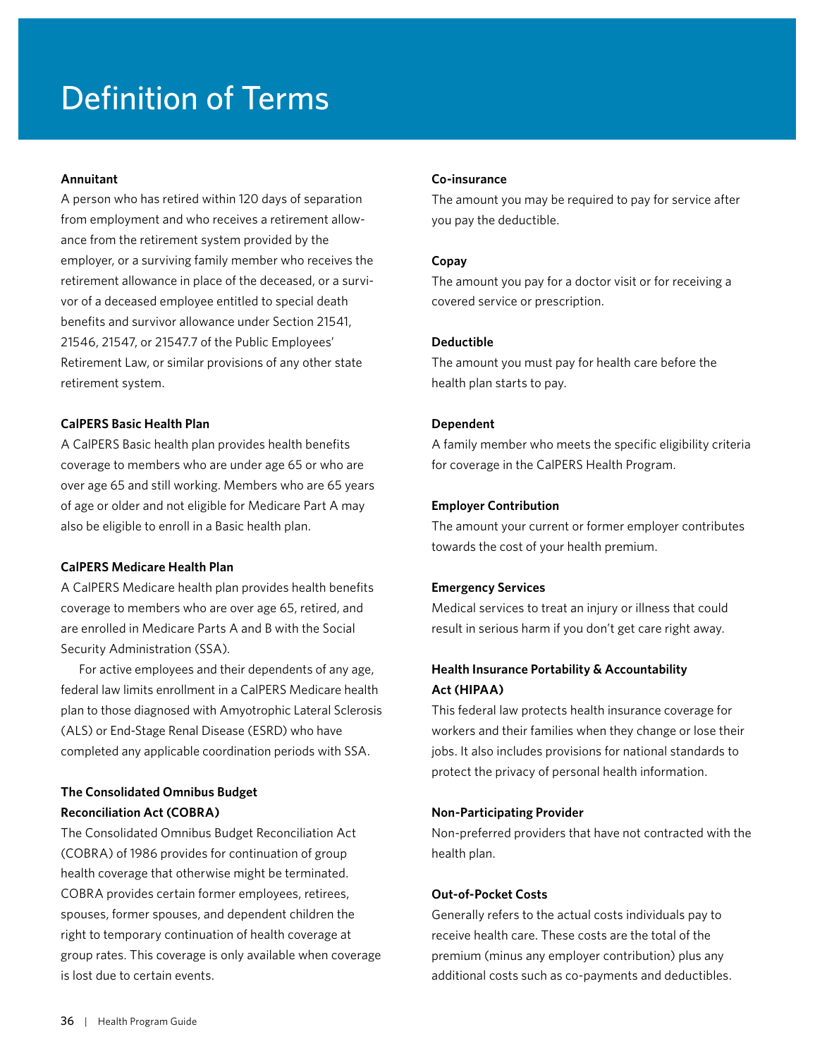# Definition of Terms

### Annuitant

A person who has retired within 120 days of separation from employment and who receives a retirement allowance from the retirement system provided by the employer, or a surviving family member who receives the retirement allowance in place of the deceased, or a survivor of a deceased employee entitled to special death benefits and survivor allowance under Section 21541, 21546, 21547, or 21547.7 of the Public Employees' Retirement Law, or similar provisions of any other state retirement system.

### CalPERS Basic Health Plan

A CalPERS Basic health plan provides health benefits coverage to members who are under age 65 or who are over age 65 and still working. Members who are 65 years of age or older and not eligible for Medicare Part A may also be eligible to enroll in a Basic health plan.

### CalPERS Medicare Health Plan

A CalPERS Medicare health plan provides health benefits coverage to members who are over age 65, retired, and are enrolled in Medicare Parts A and B with the Social Security Administration (SSA).

For active employees and their dependents of any age, federal law limits enrollment in a CalPERS Medicare health plan to those diagnosed with Amyotrophic Lateral Sclerosis (ALS) or End-Stage Renal Disease (ESRD) who have completed any applicable coordination periods with SSA.

### The Consolidated Omnibus Budget Reconciliation Act (COBRA)

The Consolidated Omnibus Budget Reconciliation Act (COBRA) of 1986 provides for continuation of group health coverage that otherwise might be terminated. COBRA provides certain former employees, retirees, spouses, former spouses, and dependent children the right to temporary continuation of health coverage at group rates. This coverage is only available when coverage is lost due to certain events.

### Co-insurance

The amount you may be required to pay for service after you pay the deductible.

### Copay

The amount you pay for a doctor visit or for receiving a covered service or prescription.

### Deductible

The amount you must pay for health care before the health plan starts to pay.

### Dependent

A family member who meets the specific eligibility criteria for coverage in the CalPERS Health Program.

### Employer Contribution

The amount your current or former employer contributes towards the cost of your health premium.

### Emergency Services

Medical services to treat an injury or illness that could result in serious harm if you don't get care right away.

### Health Insurance Portability & Accountability Act (HIPAA)

This federal law protects health insurance coverage for workers and their families when they change or lose their jobs. It also includes provisions for national standards to protect the privacy of personal health information.

### Non-Participating Provider

Non-preferred providers that have not contracted with the health plan.

### Out-of-Pocket Costs

Generally refers to the actual costs individuals pay to receive health care. These costs are the total of the premium (minus any employer contribution) plus any additional costs such as co-payments and deductibles.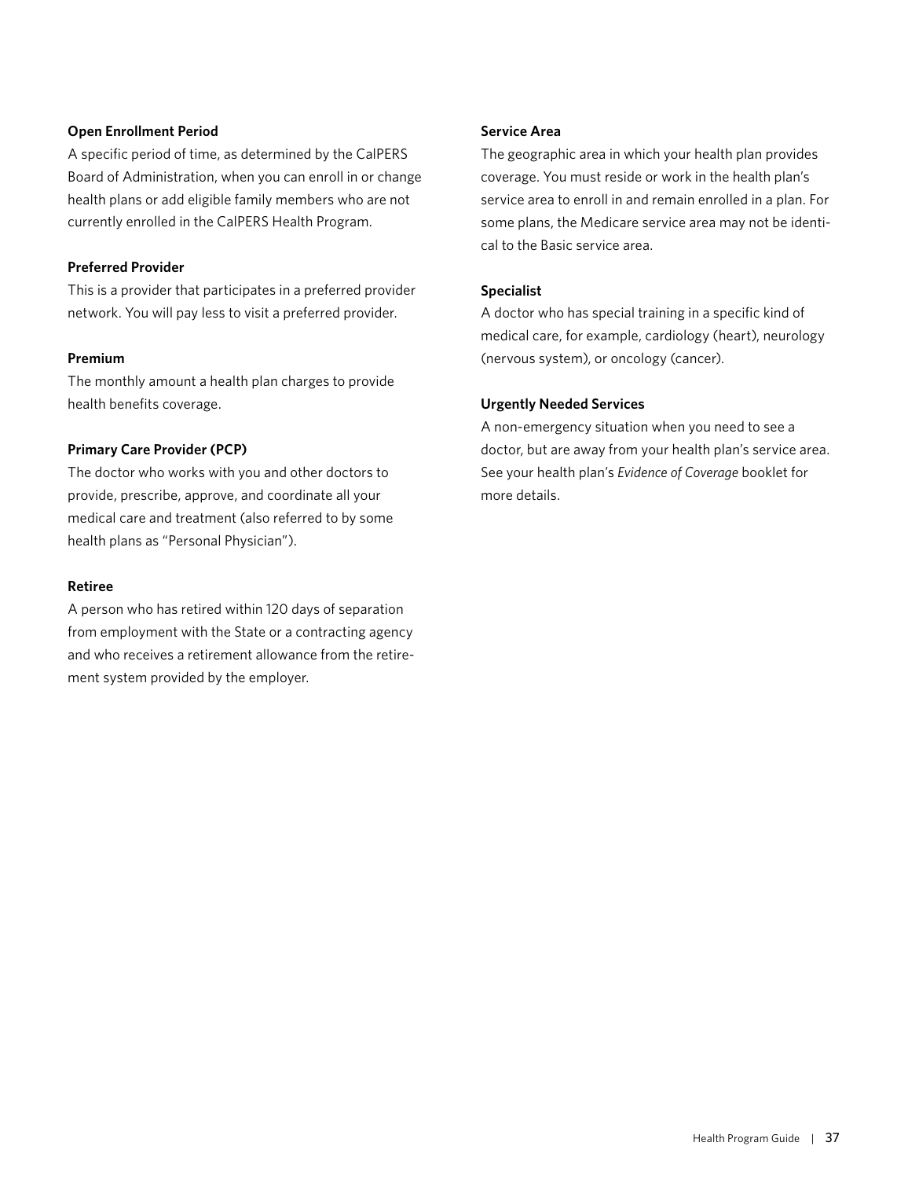**Open Enrollment Period**

A specific period of time, as determined by the CalPERS Board of Administration, when you can enroll in or change health plans or add eligible family members who are not currently enrolled in the CalPERS Health Program.

**Preferred Provider**

This is a provider that participates in a preferred provider network. You will pay less to visit a preferred provider.

**Premium**

The monthly amount a health plan charges to provide health benefits coverage.

**Primary Care Provider (PCP)**

The doctor who works with you and other doctors to provide, prescribe, approve, and coordinate all your medical care and treatment (also referred to by some health plans as "Personal Physician").

**Retiree**

A person who has retired within 120 days of separation from employment with the State or a contracting agency and who receives a retirement allowance from the retirement system provided by the employer.

**Service Area**

The geographic area in which your health plan provides coverage. You must reside or work in the health plan's service area to enroll in and remain enrolled in a plan. For some plans, the Medicare service area may not be identical to the Basic service area.

**Specialist**

A doctor who has special training in a specific kind of medical care, for example, cardiology (heart), neurology (nervous system), or oncology (cancer).

**Urgently Needed Services**

A non-emergency situation when you need to see a doctor, but are away from your health plan's service area. See your health plan's *Evidence of Coverage* booklet for more details.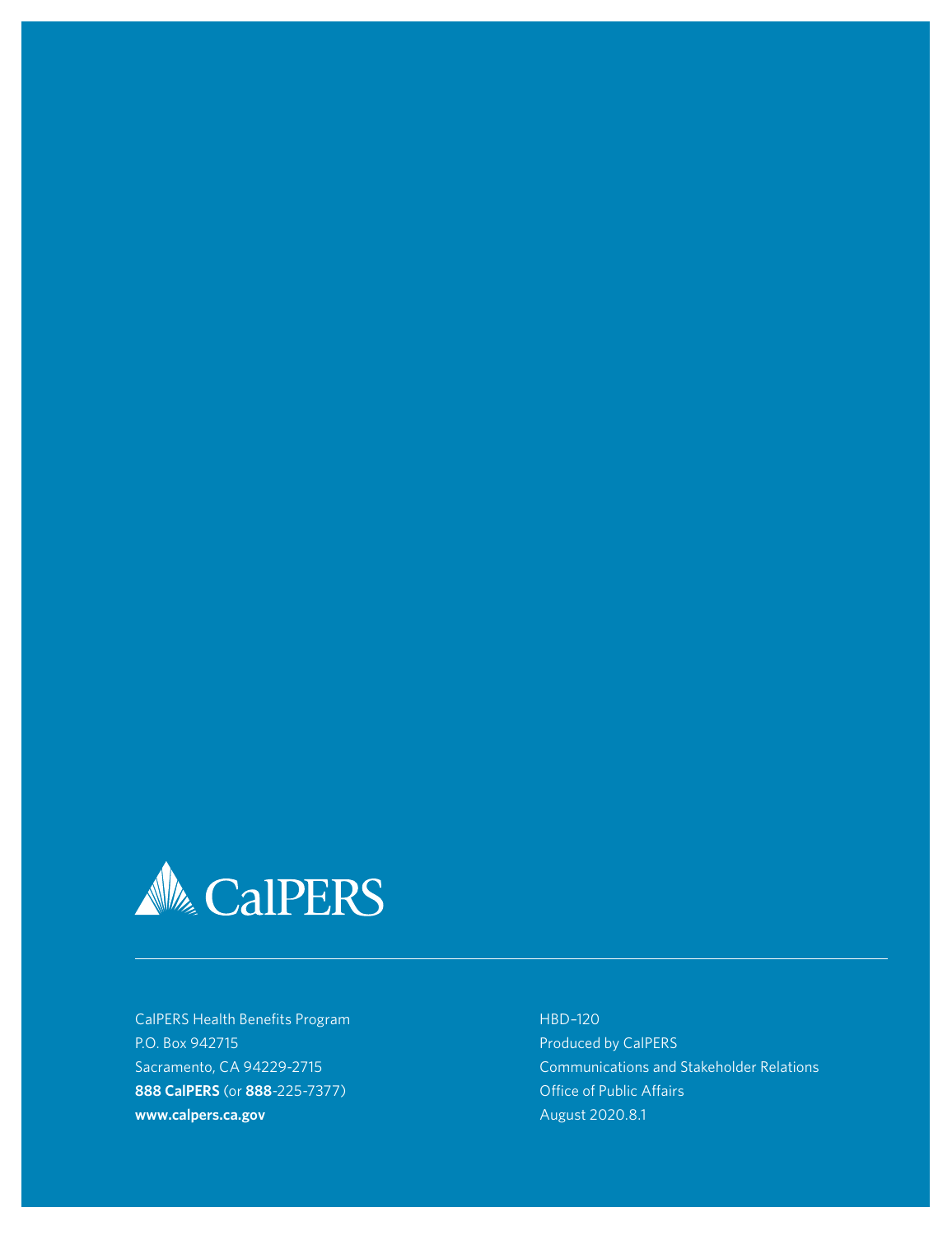CalPERS

CalPERS Health Benefits Program
P.O. Box 942715
Sacramento, CA 94229-2715
**888 CalPERS** (or **888**-225-7377)
**www.calpers.ca.gov**

HBD–120
Produced by CalPERS
Communications and Stakeholder Relations
Office of Public Affairs
August 2020.8.1